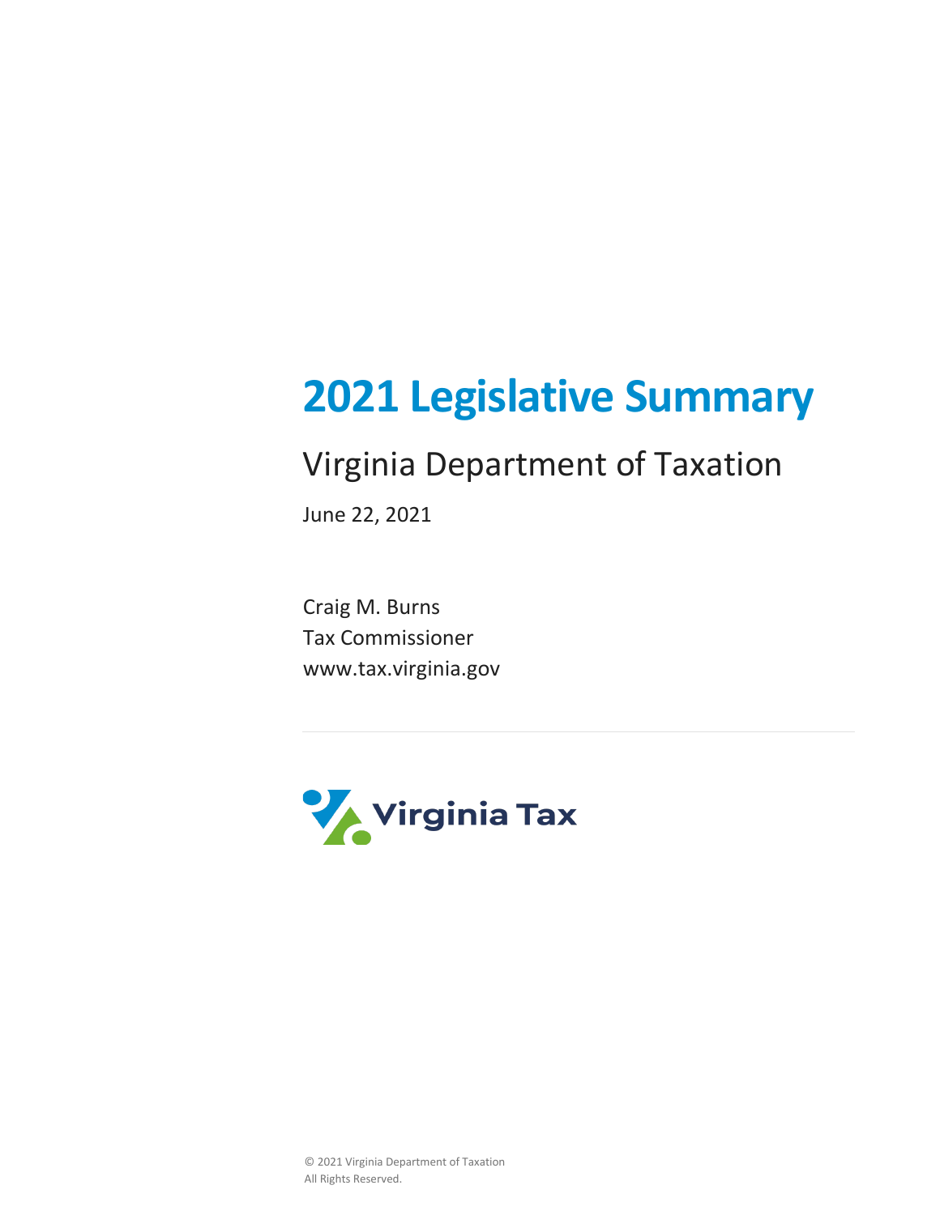# 2021 Legislative Summary

## Virginia Department of Taxation

June 22, 2021

Craig M. Burns
Tax Commissioner
www.tax.virginia.gov

---

Virginia Tax

© 2021 Virginia Department of Taxation
All Rights Reserved.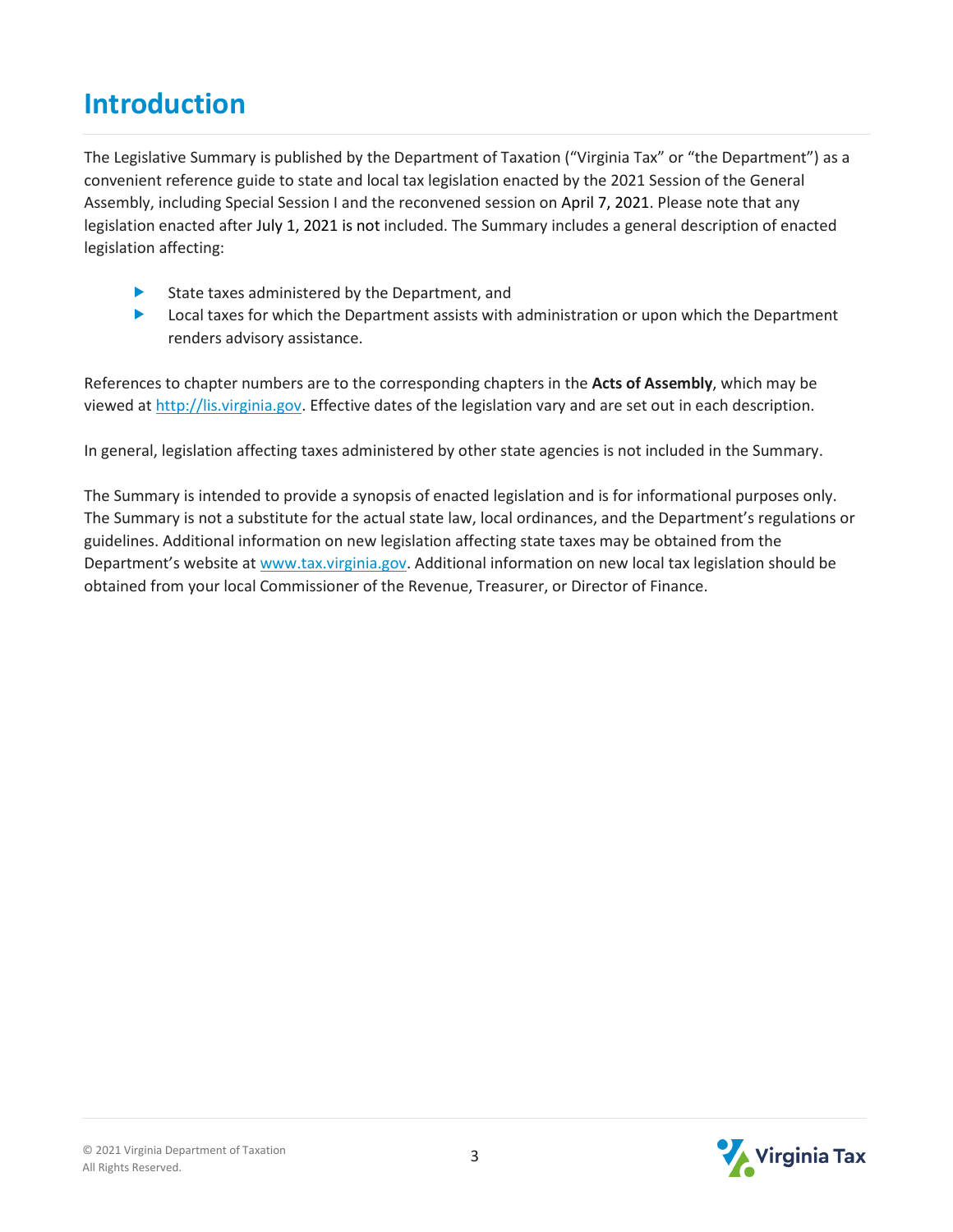# Introduction

The Legislative Summary is published by the Department of Taxation ("Virginia Tax" or "the Department") as a convenient reference guide to state and local tax legislation enacted by the 2021 Session of the General Assembly, including Special Session I and the reconvened session on April 7, 2021. Please note that any legislation enacted after July 1, 2021 is not included. The Summary includes a general description of enacted legislation affecting:

- State taxes administered by the Department, and
- Local taxes for which the Department assists with administration or upon which the Department renders advisory assistance.

References to chapter numbers are to the corresponding chapters in the **Acts of Assembly**, which may be viewed at http://lis.virginia.gov. Effective dates of the legislation vary and are set out in each description.

In general, legislation affecting taxes administered by other state agencies is not included in the Summary.

The Summary is intended to provide a synopsis of enacted legislation and is for informational purposes only. The Summary is not a substitute for the actual state law, local ordinances, and the Department's regulations or guidelines. Additional information on new legislation affecting state taxes may be obtained from the Department's website at www.tax.virginia.gov. Additional information on new local tax legislation should be obtained from your local Commissioner of the Revenue, Treasurer, or Director of Finance.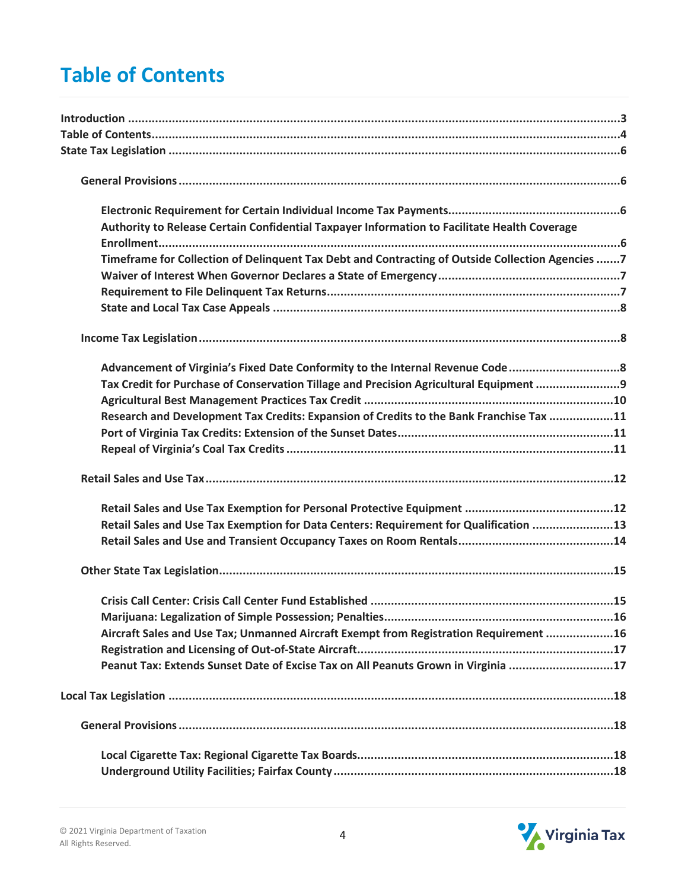# Table of Contents

**Introduction** ....................................................................................................................................3
**Table of Contents**..............................................................................................................................4
**State Tax Legislation** ........................................................................................................................6

- **General Provisions** ....................................................................................................................6
  - **Electronic Requirement for Certain Individual Income Tax Payments**..........................................6
  - **Authority to Release Certain Confidential Taxpayer Information to Facilitate Health Coverage Enrollment**...........................................................................................................................6
  - **Timeframe for Collection of Delinquent Tax Debt and Contracting of Outside Collection Agencies** .......7
  - **Waiver of Interest When Governor Declares a State of Emergency**................................................7
  - **Requirement to File Delinquent Tax Returns**...............................................................................7
  - **State and Local Tax Case Appeals** ..............................................................................................8
- **Income Tax Legislation** ..............................................................................................................8
  - **Advancement of Virginia's Fixed Date Conformity to the Internal Revenue Code**............................8
  - **Tax Credit for Purchase of Conservation Tillage and Precision Agricultural Equipment** ....................9
  - **Agricultural Best Management Practices Tax Credit** ..................................................................10
  - **Research and Development Tax Credits: Expansion of Credits to the Bank Franchise Tax** ...............11
  - **Port of Virginia Tax Credits: Extension of the Sunset Dates**.........................................................11
  - **Repeal of Virginia's Coal Tax Credits** .......................................................................................11
- **Retail Sales and Use Tax**..........................................................................................................12
  - **Retail Sales and Use Tax Exemption for Personal Protective Equipment** .......................................12
  - **Retail Sales and Use Tax Exemption for Data Centers: Requirement for Qualification** ....................13
  - **Retail Sales and Use and Transient Occupancy Taxes on Room Rentals**..........................................14
- **Other State Tax Legislation**.......................................................................................................15
  - **Crisis Call Center: Crisis Call Center Fund Established** ................................................................15
  - **Marijuana: Legalization of Simple Possession; Penalties**..............................................................16
  - **Aircraft Sales and Use Tax; Unmanned Aircraft Exempt from Registration Requirement** ................16
  - **Registration and Licensing of Out-of-State Aircraft**.....................................................................17
  - **Peanut Tax: Extends Sunset Date of Excise Tax on All Peanuts Grown in Virginia** ..........................17

**Local Tax Legislation** ......................................................................................................................18

- **General Provisions** ..................................................................................................................18
  - **Local Cigarette Tax: Regional Cigarette Tax Boards**....................................................................18
  - **Underground Utility Facilities; Fairfax County** ..........................................................................18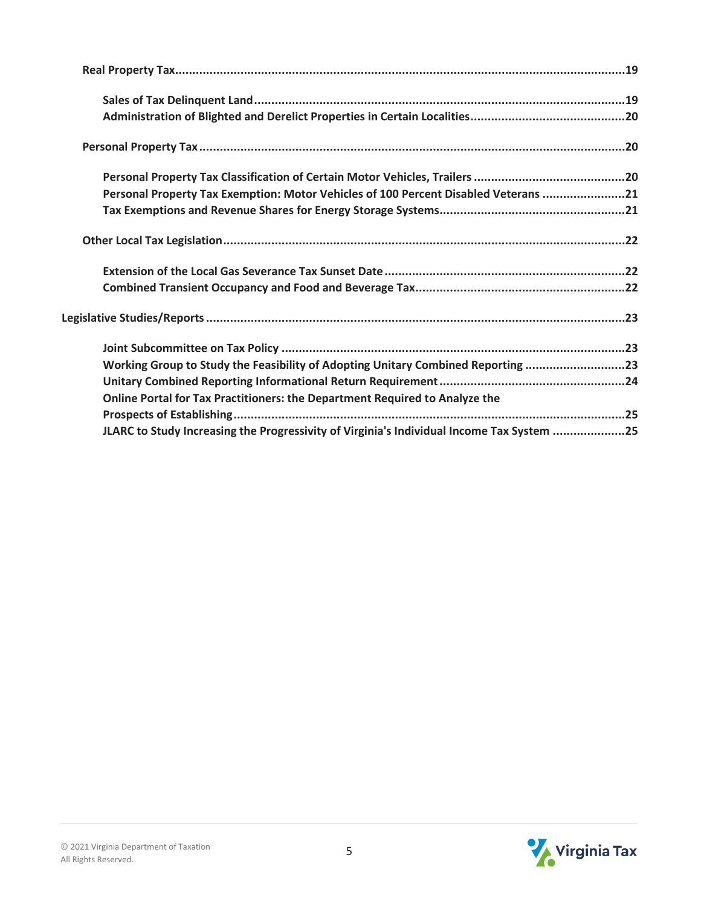**Real Property Tax** ..... 19

- **Sales of Tax Delinquent Land** ..... 19
- **Administration of Blighted and Derelict Properties in Certain Localities** ..... 20

**Personal Property Tax** ..... 20

- **Personal Property Tax Classification of Certain Motor Vehicles, Trailers** ..... 20
- **Personal Property Tax Exemption: Motor Vehicles of 100 Percent Disabled Veterans** ..... 21
- **Tax Exemptions and Revenue Shares for Energy Storage Systems** ..... 21

**Other Local Tax Legislation** ..... 22

- **Extension of the Local Gas Severance Tax Sunset Date** ..... 22
- **Combined Transient Occupancy and Food and Beverage Tax** ..... 22

**Legislative Studies/Reports** ..... 23

- **Joint Subcommittee on Tax Policy** ..... 23
- **Working Group to Study the Feasibility of Adopting Unitary Combined Reporting** ..... 23
- **Unitary Combined Reporting Informational Return Requirement** ..... 24
- **Online Portal for Tax Practitioners: the Department Required to Analyze the Prospects of Establishing** ..... 25
- **JLARC to Study Increasing the Progressivity of Virginia's Individual Income Tax System** ..... 25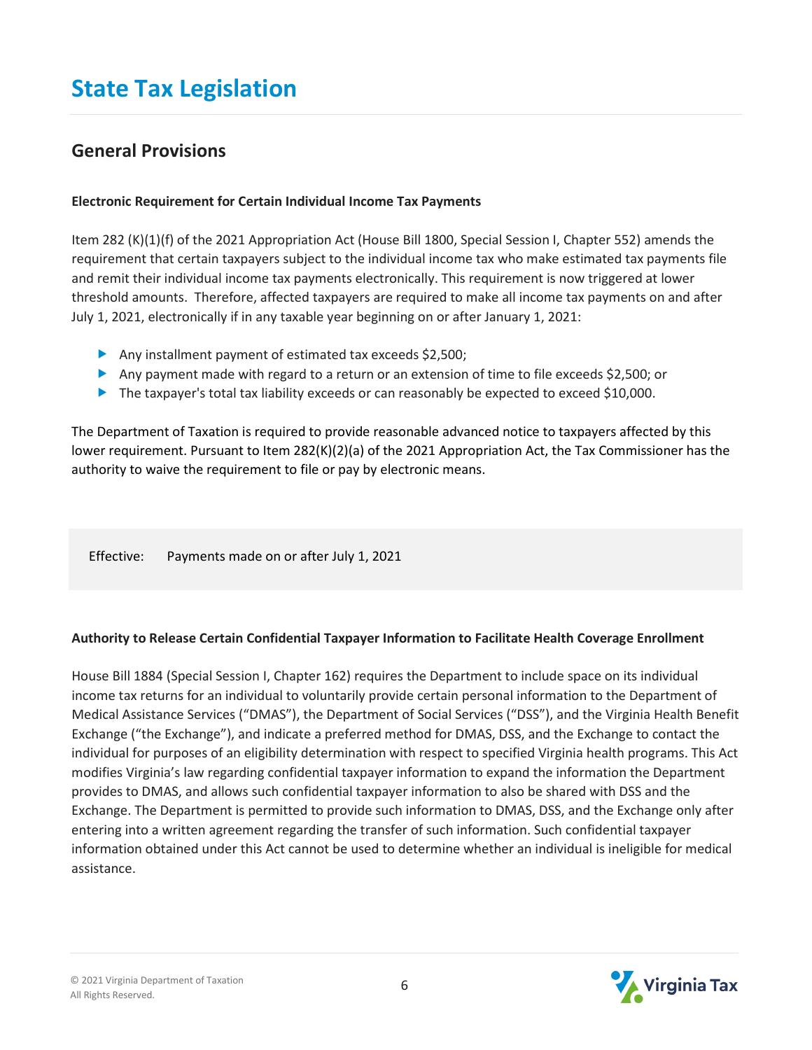# State Tax Legislation

## General Provisions

**Electronic Requirement for Certain Individual Income Tax Payments**

Item 282 (K)(1)(f) of the 2021 Appropriation Act (House Bill 1800, Special Session I, Chapter 552) amends the requirement that certain taxpayers subject to the individual income tax who make estimated tax payments file and remit their individual income tax payments electronically. This requirement is now triggered at lower threshold amounts. Therefore, affected taxpayers are required to make all income tax payments on and after July 1, 2021, electronically if in any taxable year beginning on or after January 1, 2021:

- Any installment payment of estimated tax exceeds $2,500;
- Any payment made with regard to a return or an extension of time to file exceeds $2,500; or
- The taxpayer's total tax liability exceeds or can reasonably be expected to exceed $10,000.

The Department of Taxation is required to provide reasonable advanced notice to taxpayers affected by this lower requirement. Pursuant to Item 282(K)(2)(a) of the 2021 Appropriation Act, the Tax Commissioner has the authority to waive the requirement to file or pay by electronic means.

Effective: Payments made on or after July 1, 2021

**Authority to Release Certain Confidential Taxpayer Information to Facilitate Health Coverage Enrollment**

House Bill 1884 (Special Session I, Chapter 162) requires the Department to include space on its individual income tax returns for an individual to voluntarily provide certain personal information to the Department of Medical Assistance Services ("DMAS"), the Department of Social Services ("DSS"), and the Virginia Health Benefit Exchange ("the Exchange"), and indicate a preferred method for DMAS, DSS, and the Exchange to contact the individual for purposes of an eligibility determination with respect to specified Virginia health programs. This Act modifies Virginia's law regarding confidential taxpayer information to expand the information the Department provides to DMAS, and allows such confidential taxpayer information to also be shared with DSS and the Exchange. The Department is permitted to provide such information to DMAS, DSS, and the Exchange only after entering into a written agreement regarding the transfer of such information. Such confidential taxpayer information obtained under this Act cannot be used to determine whether an individual is ineligible for medical assistance.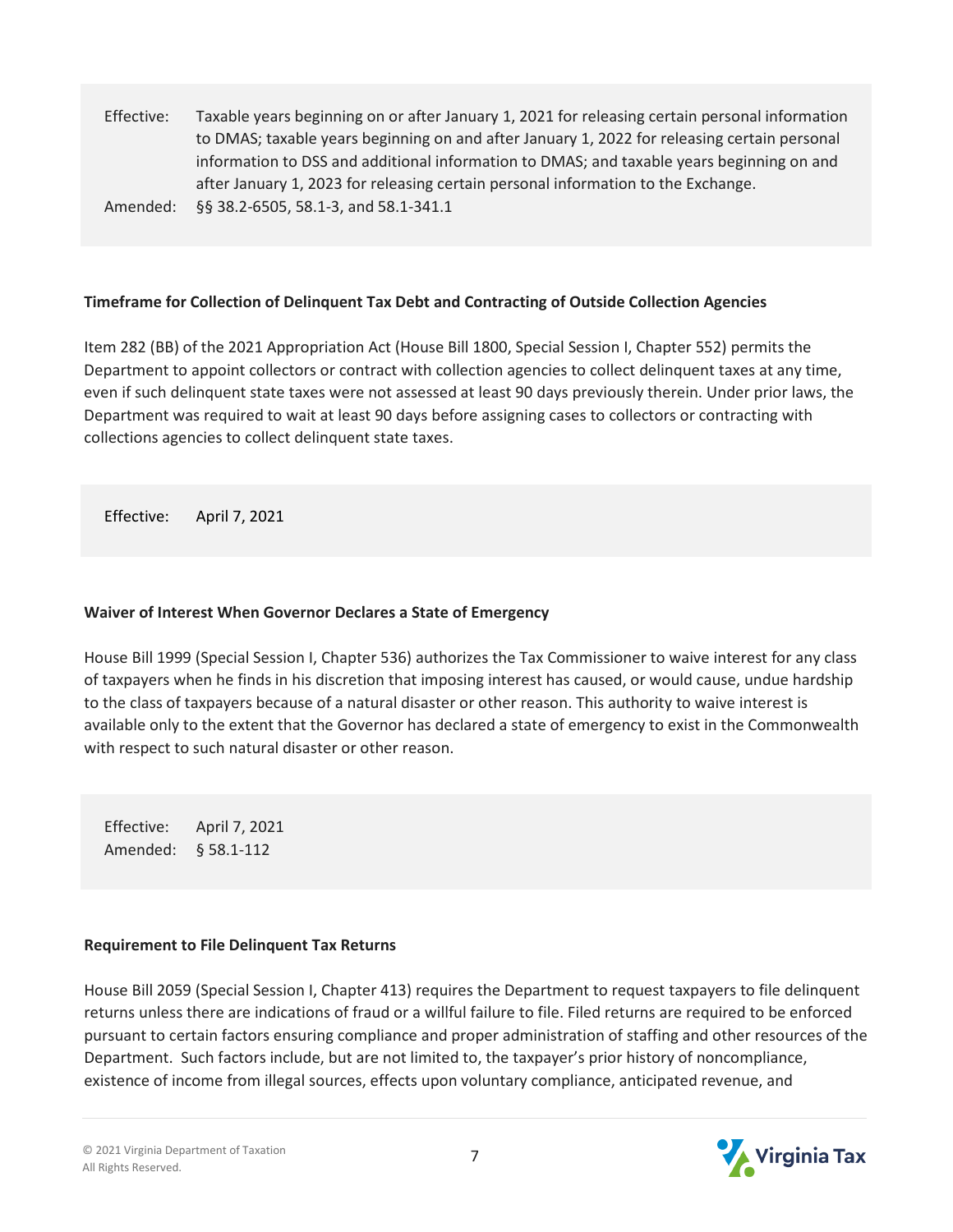| | |
|---|---|
| Effective: | Taxable years beginning on or after January 1, 2021 for releasing certain personal information to DMAS; taxable years beginning on and after January 1, 2022 for releasing certain personal information to DSS and additional information to DMAS; and taxable years beginning on and after January 1, 2023 for releasing certain personal information to the Exchange. |
| Amended: | §§ 38.2-6505, 58.1-3, and 58.1-341.1 |

**Timeframe for Collection of Delinquent Tax Debt and Contracting of Outside Collection Agencies**

Item 282 (BB) of the 2021 Appropriation Act (House Bill 1800, Special Session I, Chapter 552) permits the Department to appoint collectors or contract with collection agencies to collect delinquent taxes at any time, even if such delinquent state taxes were not assessed at least 90 days previously therein. Under prior laws, the Department was required to wait at least 90 days before assigning cases to collectors or contracting with collections agencies to collect delinquent state taxes.

| | |
|---|---|
| Effective: | April 7, 2021 |

**Waiver of Interest When Governor Declares a State of Emergency**

House Bill 1999 (Special Session I, Chapter 536) authorizes the Tax Commissioner to waive interest for any class of taxpayers when he finds in his discretion that imposing interest has caused, or would cause, undue hardship to the class of taxpayers because of a natural disaster or other reason. This authority to waive interest is available only to the extent that the Governor has declared a state of emergency to exist in the Commonwealth with respect to such natural disaster or other reason.

| | |
|---|---|
| Effective: | April 7, 2021 |
| Amended: | § 58.1-112 |

**Requirement to File Delinquent Tax Returns**

House Bill 2059 (Special Session I, Chapter 413) requires the Department to request taxpayers to file delinquent returns unless there are indications of fraud or a willful failure to file. Filed returns are required to be enforced pursuant to certain factors ensuring compliance and proper administration of staffing and other resources of the Department. Such factors include, but are not limited to, the taxpayer's prior history of noncompliance, existence of income from illegal sources, effects upon voluntary compliance, anticipated revenue, and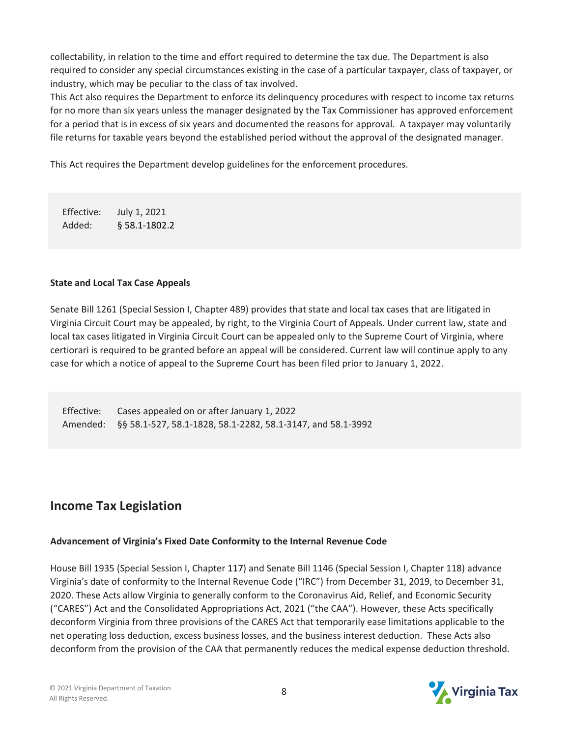collectability, in relation to the time and effort required to determine the tax due. The Department is also required to consider any special circumstances existing in the case of a particular taxpayer, class of taxpayer, or industry, which may be peculiar to the class of tax involved.

This Act also requires the Department to enforce its delinquency procedures with respect to income tax returns for no more than six years unless the manager designated by the Tax Commissioner has approved enforcement for a period that is in excess of six years and documented the reasons for approval. A taxpayer may voluntarily file returns for taxable years beyond the established period without the approval of the designated manager.

This Act requires the Department develop guidelines for the enforcement procedures.

| | |
|---|---|
| Effective: | July 1, 2021 |
| Added: | § 58.1-1802.2 |

**State and Local Tax Case Appeals**

Senate Bill 1261 (Special Session I, Chapter 489) provides that state and local tax cases that are litigated in Virginia Circuit Court may be appealed, by right, to the Virginia Court of Appeals. Under current law, state and local tax cases litigated in Virginia Circuit Court can be appealed only to the Supreme Court of Virginia, where certiorari is required to be granted before an appeal will be considered. Current law will continue apply to any case for which a notice of appeal to the Supreme Court has been filed prior to January 1, 2022.

| | |
|---|---|
| Effective: | Cases appealed on or after January 1, 2022 |
| Amended: | §§ 58.1-527, 58.1-1828, 58.1-2282, 58.1-3147, and 58.1-3992 |

## Income Tax Legislation

**Advancement of Virginia's Fixed Date Conformity to the Internal Revenue Code**

House Bill 1935 (Special Session I, Chapter 117) and Senate Bill 1146 (Special Session I, Chapter 118) advance Virginia's date of conformity to the Internal Revenue Code ("IRC") from December 31, 2019, to December 31, 2020. These Acts allow Virginia to generally conform to the Coronavirus Aid, Relief, and Economic Security ("CARES") Act and the Consolidated Appropriations Act, 2021 ("the CAA"). However, these Acts specifically deconform Virginia from three provisions of the CARES Act that temporarily ease limitations applicable to the net operating loss deduction, excess business losses, and the business interest deduction. These Acts also deconform from the provision of the CAA that permanently reduces the medical expense deduction threshold.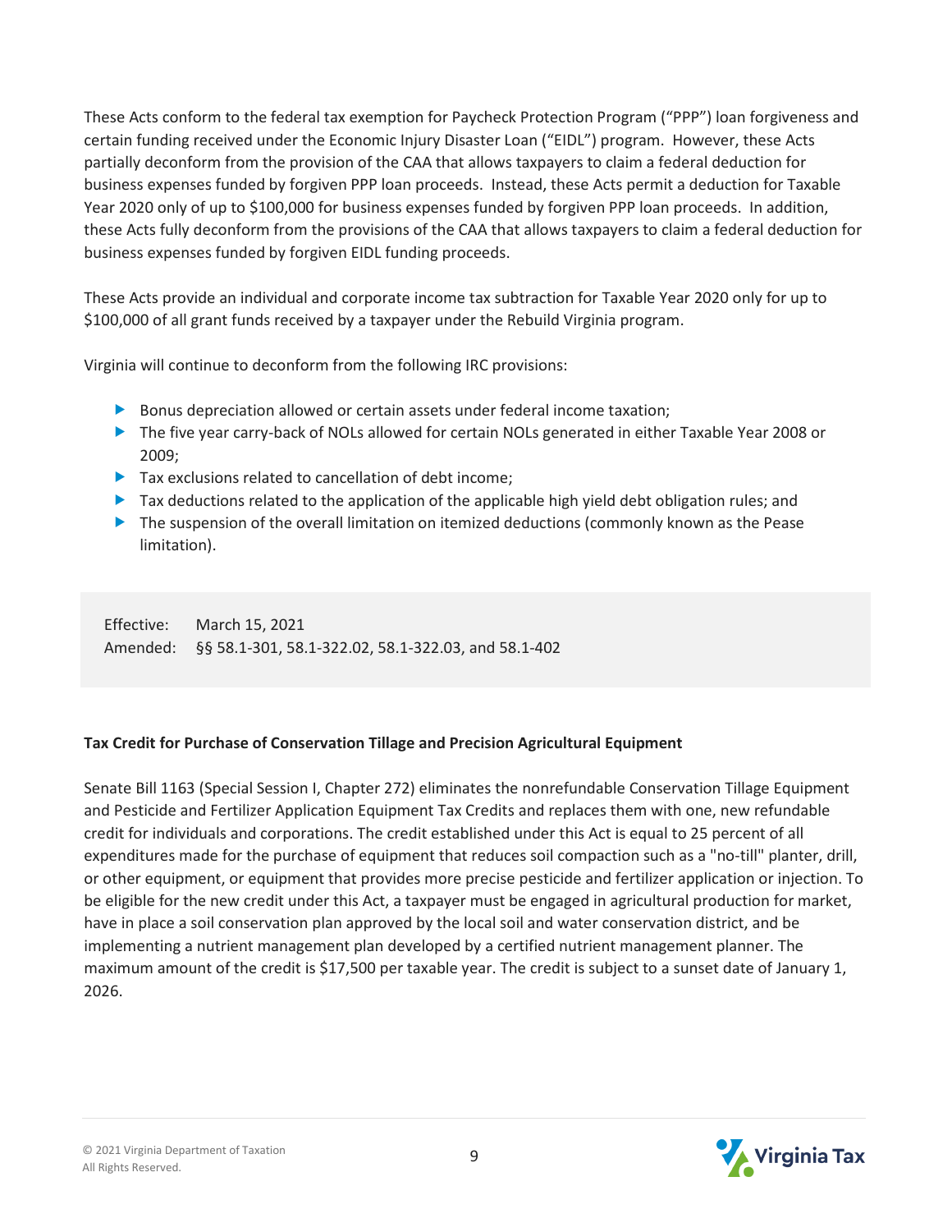These Acts conform to the federal tax exemption for Paycheck Protection Program ("PPP") loan forgiveness and certain funding received under the Economic Injury Disaster Loan ("EIDL") program. However, these Acts partially deconform from the provision of the CAA that allows taxpayers to claim a federal deduction for business expenses funded by forgiven PPP loan proceeds. Instead, these Acts permit a deduction for Taxable Year 2020 only of up to $100,000 for business expenses funded by forgiven PPP loan proceeds. In addition, these Acts fully deconform from the provisions of the CAA that allows taxpayers to claim a federal deduction for business expenses funded by forgiven EIDL funding proceeds.

These Acts provide an individual and corporate income tax subtraction for Taxable Year 2020 only for up to $100,000 of all grant funds received by a taxpayer under the Rebuild Virginia program.

Virginia will continue to deconform from the following IRC provisions:

- Bonus depreciation allowed or certain assets under federal income taxation;
- The five year carry-back of NOLs allowed for certain NOLs generated in either Taxable Year 2008 or 2009;
- Tax exclusions related to cancellation of debt income;
- Tax deductions related to the application of the applicable high yield debt obligation rules; and
- The suspension of the overall limitation on itemized deductions (commonly known as the Pease limitation).

Effective: March 15, 2021
Amended: §§ 58.1-301, 58.1-322.02, 58.1-322.03, and 58.1-402

**Tax Credit for Purchase of Conservation Tillage and Precision Agricultural Equipment**

Senate Bill 1163 (Special Session I, Chapter 272) eliminates the nonrefundable Conservation Tillage Equipment and Pesticide and Fertilizer Application Equipment Tax Credits and replaces them with one, new refundable credit for individuals and corporations. The credit established under this Act is equal to 25 percent of all expenditures made for the purchase of equipment that reduces soil compaction such as a "no-till" planter, drill, or other equipment, or equipment that provides more precise pesticide and fertilizer application or injection. To be eligible for the new credit under this Act, a taxpayer must be engaged in agricultural production for market, have in place a soil conservation plan approved by the local soil and water conservation district, and be implementing a nutrient management plan developed by a certified nutrient management planner. The maximum amount of the credit is $17,500 per taxable year. The credit is subject to a sunset date of January 1, 2026.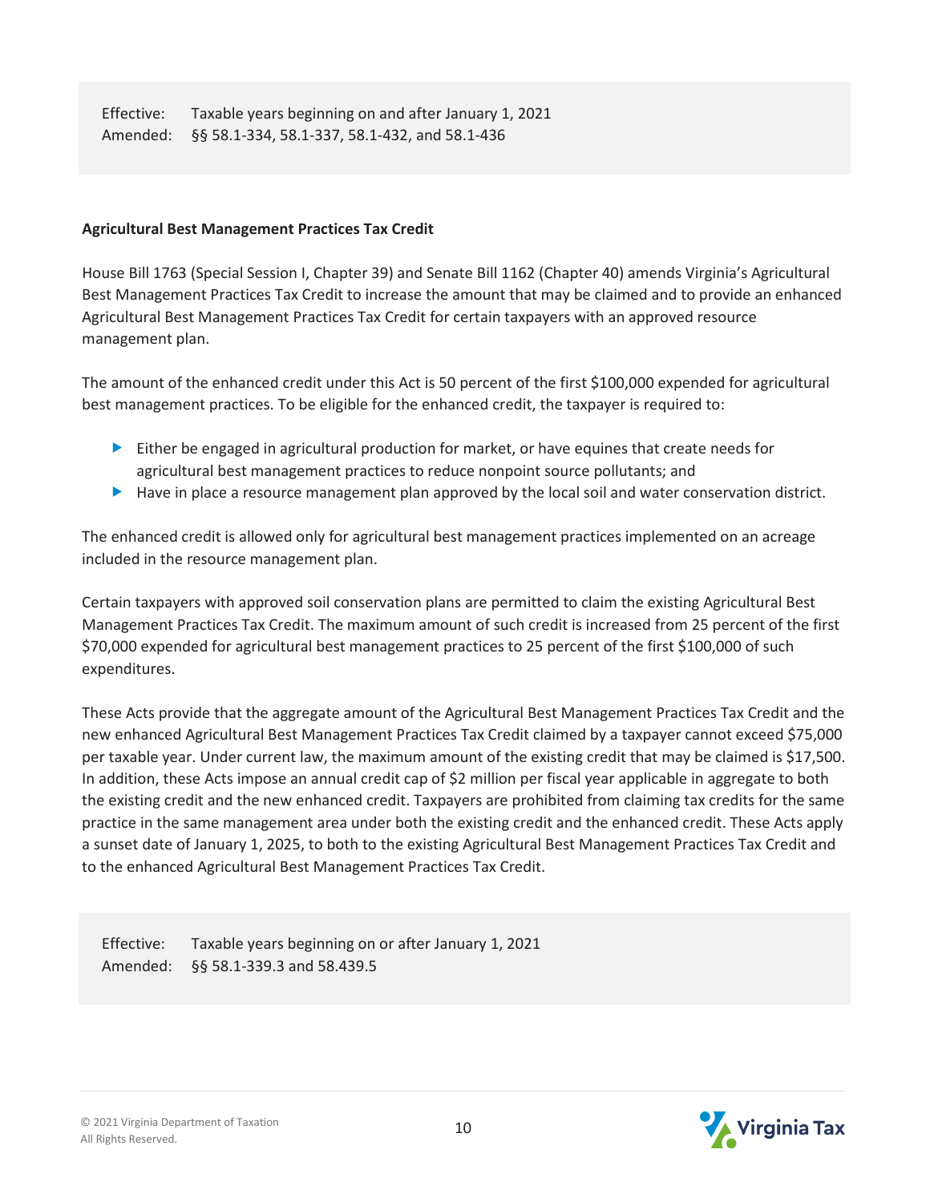Effective: Taxable years beginning on and after January 1, 2021
Amended: §§ 58.1-334, 58.1-337, 58.1-432, and 58.1-436

**Agricultural Best Management Practices Tax Credit**

House Bill 1763 (Special Session I, Chapter 39) and Senate Bill 1162 (Chapter 40) amends Virginia's Agricultural Best Management Practices Tax Credit to increase the amount that may be claimed and to provide an enhanced Agricultural Best Management Practices Tax Credit for certain taxpayers with an approved resource management plan.

The amount of the enhanced credit under this Act is 50 percent of the first $100,000 expended for agricultural best management practices. To be eligible for the enhanced credit, the taxpayer is required to:

- Either be engaged in agricultural production for market, or have equines that create needs for agricultural best management practices to reduce nonpoint source pollutants; and
- Have in place a resource management plan approved by the local soil and water conservation district.

The enhanced credit is allowed only for agricultural best management practices implemented on an acreage included in the resource management plan.

Certain taxpayers with approved soil conservation plans are permitted to claim the existing Agricultural Best Management Practices Tax Credit. The maximum amount of such credit is increased from 25 percent of the first $70,000 expended for agricultural best management practices to 25 percent of the first $100,000 of such expenditures.

These Acts provide that the aggregate amount of the Agricultural Best Management Practices Tax Credit and the new enhanced Agricultural Best Management Practices Tax Credit claimed by a taxpayer cannot exceed $75,000 per taxable year. Under current law, the maximum amount of the existing credit that may be claimed is $17,500. In addition, these Acts impose an annual credit cap of $2 million per fiscal year applicable in aggregate to both the existing credit and the new enhanced credit. Taxpayers are prohibited from claiming tax credits for the same practice in the same management area under both the existing credit and the enhanced credit. These Acts apply a sunset date of January 1, 2025, to both to the existing Agricultural Best Management Practices Tax Credit and to the enhanced Agricultural Best Management Practices Tax Credit.

Effective: Taxable years beginning on or after January 1, 2021
Amended: §§ 58.1-339.3 and 58.439.5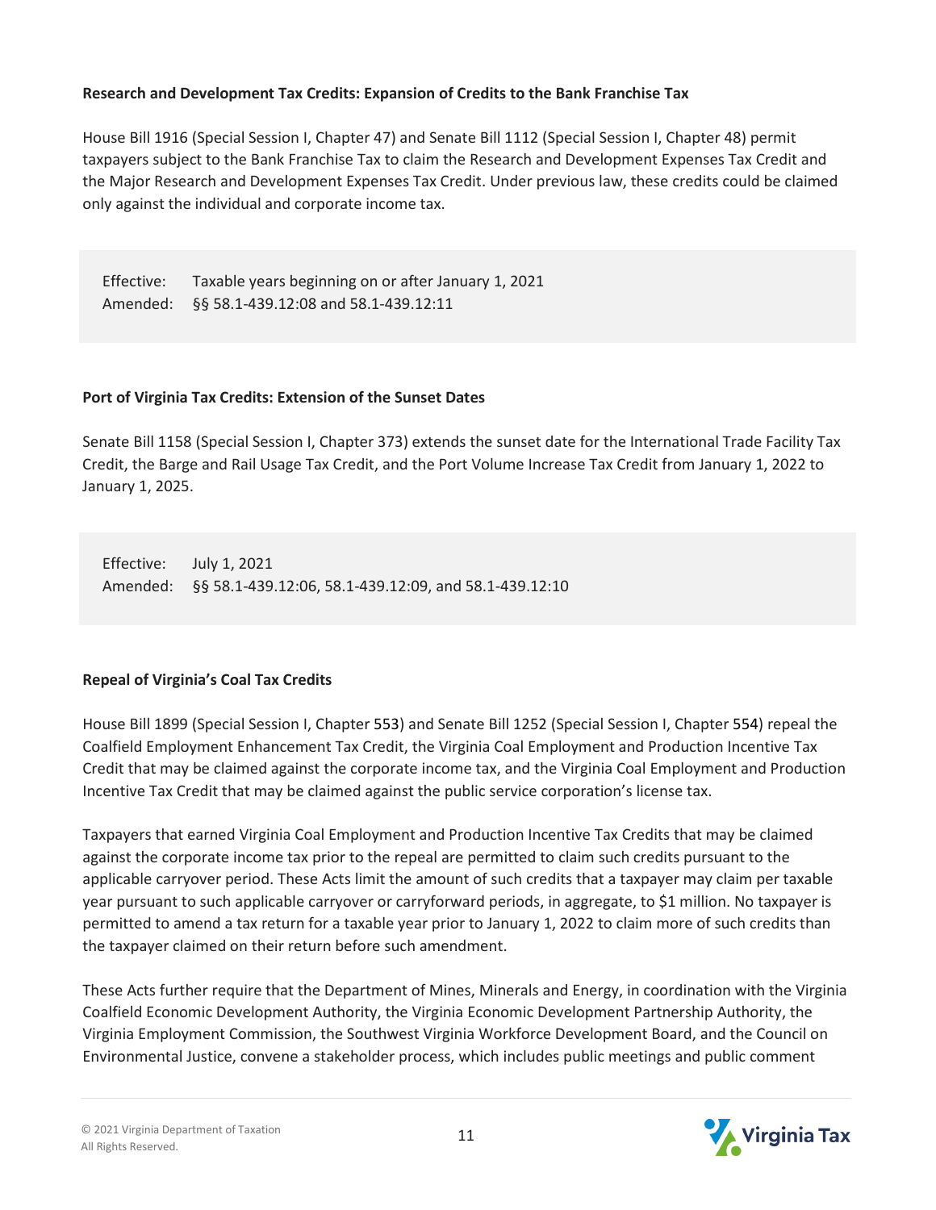### Research and Development Tax Credits: Expansion of Credits to the Bank Franchise Tax

House Bill 1916 (Special Session I, Chapter 47) and Senate Bill 1112 (Special Session I, Chapter 48) permit taxpayers subject to the Bank Franchise Tax to claim the Research and Development Expenses Tax Credit and the Major Research and Development Expenses Tax Credit. Under previous law, these credits could be claimed only against the individual and corporate income tax.

Effective: Taxable years beginning on or after January 1, 2021
Amended: §§ 58.1-439.12:08 and 58.1-439.12:11

### Port of Virginia Tax Credits: Extension of the Sunset Dates

Senate Bill 1158 (Special Session I, Chapter 373) extends the sunset date for the International Trade Facility Tax Credit, the Barge and Rail Usage Tax Credit, and the Port Volume Increase Tax Credit from January 1, 2022 to January 1, 2025.

Effective: July 1, 2021
Amended: §§ 58.1-439.12:06, 58.1-439.12:09, and 58.1-439.12:10

### Repeal of Virginia's Coal Tax Credits

House Bill 1899 (Special Session I, Chapter 553) and Senate Bill 1252 (Special Session I, Chapter 554) repeal the Coalfield Employment Enhancement Tax Credit, the Virginia Coal Employment and Production Incentive Tax Credit that may be claimed against the corporate income tax, and the Virginia Coal Employment and Production Incentive Tax Credit that may be claimed against the public service corporation's license tax.

Taxpayers that earned Virginia Coal Employment and Production Incentive Tax Credits that may be claimed against the corporate income tax prior to the repeal are permitted to claim such credits pursuant to the applicable carryover period. These Acts limit the amount of such credits that a taxpayer may claim per taxable year pursuant to such applicable carryover or carryforward periods, in aggregate, to $1 million. No taxpayer is permitted to amend a tax return for a taxable year prior to January 1, 2022 to claim more of such credits than the taxpayer claimed on their return before such amendment.

These Acts further require that the Department of Mines, Minerals and Energy, in coordination with the Virginia Coalfield Economic Development Authority, the Virginia Economic Development Partnership Authority, the Virginia Employment Commission, the Southwest Virginia Workforce Development Board, and the Council on Environmental Justice, convene a stakeholder process, which includes public meetings and public comment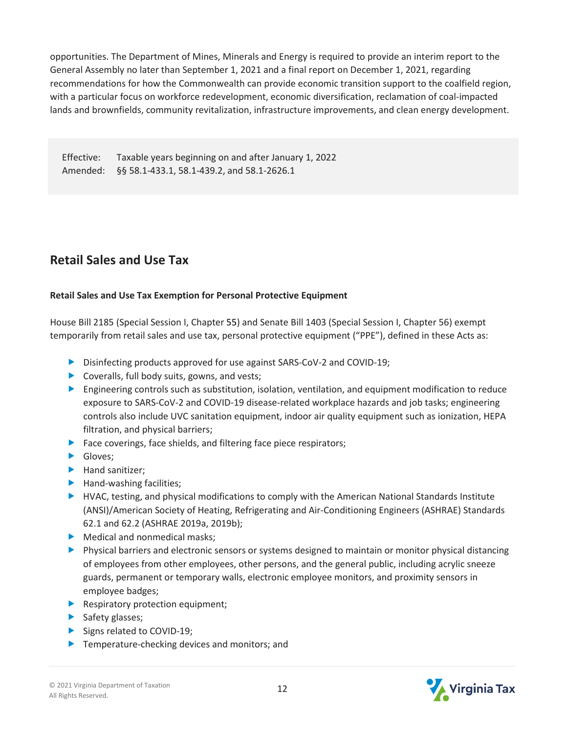opportunities. The Department of Mines, Minerals and Energy is required to provide an interim report to the General Assembly no later than September 1, 2021 and a final report on December 1, 2021, regarding recommendations for how the Commonwealth can provide economic transition support to the coalfield region, with a particular focus on workforce redevelopment, economic diversification, reclamation of coal-impacted lands and brownfields, community revitalization, infrastructure improvements, and clean energy development.

| | |
|---|---|
| Effective: | Taxable years beginning on and after January 1, 2022 |
| Amended: | §§ 58.1-433.1, 58.1-439.2, and 58.1-2626.1 |

## Retail Sales and Use Tax

### Retail Sales and Use Tax Exemption for Personal Protective Equipment

House Bill 2185 (Special Session I, Chapter 55) and Senate Bill 1403 (Special Session I, Chapter 56) exempt temporarily from retail sales and use tax, personal protective equipment ("PPE"), defined in these Acts as:

- Disinfecting products approved for use against SARS-CoV-2 and COVID-19;
- Coveralls, full body suits, gowns, and vests;
- Engineering controls such as substitution, isolation, ventilation, and equipment modification to reduce exposure to SARS-CoV-2 and COVID-19 disease-related workplace hazards and job tasks; engineering controls also include UVC sanitation equipment, indoor air quality equipment such as ionization, HEPA filtration, and physical barriers;
- Face coverings, face shields, and filtering face piece respirators;
- Gloves;
- Hand sanitizer;
- Hand-washing facilities;
- HVAC, testing, and physical modifications to comply with the American National Standards Institute (ANSI)/American Society of Heating, Refrigerating and Air-Conditioning Engineers (ASHRAE) Standards 62.1 and 62.2 (ASHRAE 2019a, 2019b);
- Medical and nonmedical masks;
- Physical barriers and electronic sensors or systems designed to maintain or monitor physical distancing of employees from other employees, other persons, and the general public, including acrylic sneeze guards, permanent or temporary walls, electronic employee monitors, and proximity sensors in employee badges;
- Respiratory protection equipment;
- Safety glasses;
- Signs related to COVID-19;
- Temperature-checking devices and monitors; and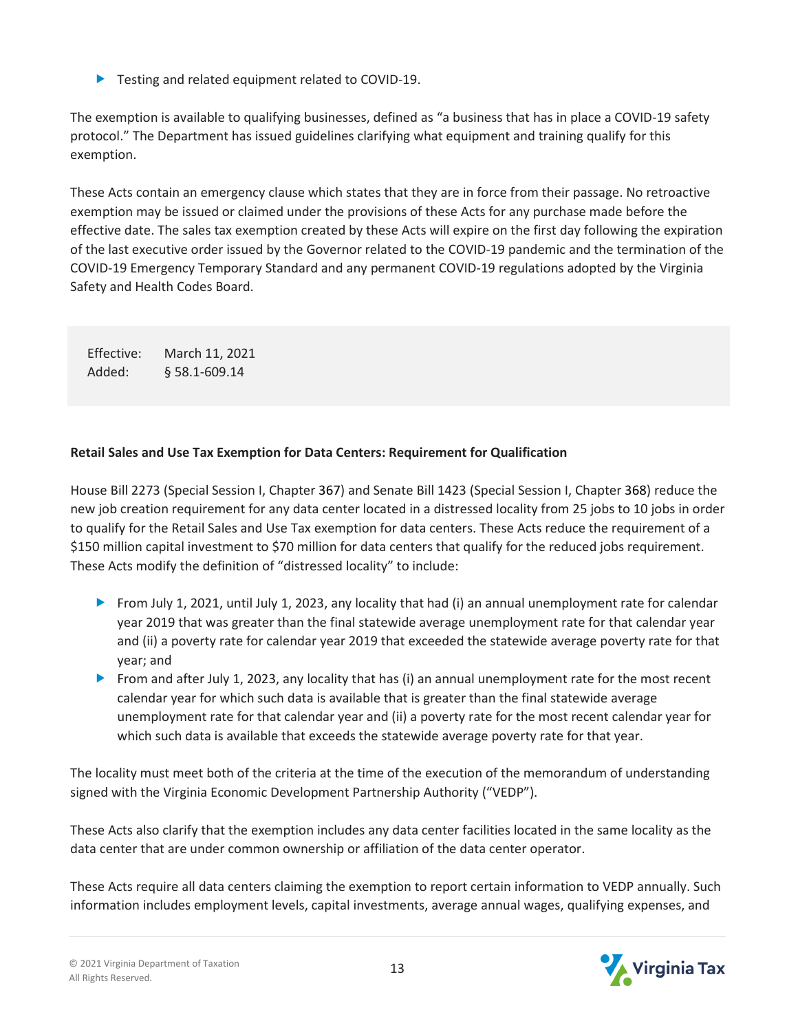- Testing and related equipment related to COVID-19.

The exemption is available to qualifying businesses, defined as "a business that has in place a COVID-19 safety protocol." The Department has issued guidelines clarifying what equipment and training qualify for this exemption.

These Acts contain an emergency clause which states that they are in force from their passage. No retroactive exemption may be issued or claimed under the provisions of these Acts for any purchase made before the effective date. The sales tax exemption created by these Acts will expire on the first day following the expiration of the last executive order issued by the Governor related to the COVID-19 pandemic and the termination of the COVID-19 Emergency Temporary Standard and any permanent COVID-19 regulations adopted by the Virginia Safety and Health Codes Board.

| | |
|---|---|
| Effective: | March 11, 2021 |
| Added: | § 58.1-609.14 |

**Retail Sales and Use Tax Exemption for Data Centers: Requirement for Qualification**

House Bill 2273 (Special Session I, Chapter 367) and Senate Bill 1423 (Special Session I, Chapter 368) reduce the new job creation requirement for any data center located in a distressed locality from 25 jobs to 10 jobs in order to qualify for the Retail Sales and Use Tax exemption for data centers. These Acts reduce the requirement of a $150 million capital investment to $70 million for data centers that qualify for the reduced jobs requirement. These Acts modify the definition of "distressed locality" to include:

- From July 1, 2021, until July 1, 2023, any locality that had (i) an annual unemployment rate for calendar year 2019 that was greater than the final statewide average unemployment rate for that calendar year and (ii) a poverty rate for calendar year 2019 that exceeded the statewide average poverty rate for that year; and
- From and after July 1, 2023, any locality that has (i) an annual unemployment rate for the most recent calendar year for which such data is available that is greater than the final statewide average unemployment rate for that calendar year and (ii) a poverty rate for the most recent calendar year for which such data is available that exceeds the statewide average poverty rate for that year.

The locality must meet both of the criteria at the time of the execution of the memorandum of understanding signed with the Virginia Economic Development Partnership Authority ("VEDP").

These Acts also clarify that the exemption includes any data center facilities located in the same locality as the data center that are under common ownership or affiliation of the data center operator.

These Acts require all data centers claiming the exemption to report certain information to VEDP annually. Such information includes employment levels, capital investments, average annual wages, qualifying expenses, and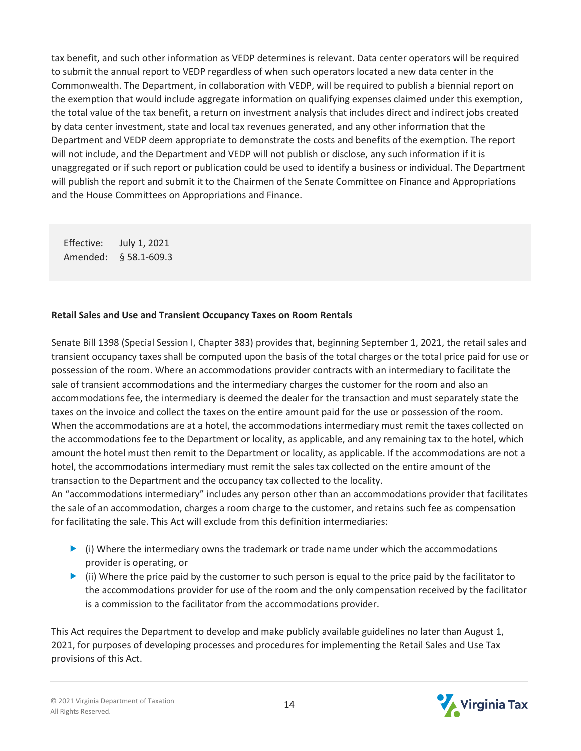tax benefit, and such other information as VEDP determines is relevant. Data center operators will be required to submit the annual report to VEDP regardless of when such operators located a new data center in the Commonwealth. The Department, in collaboration with VEDP, will be required to publish a biennial report on the exemption that would include aggregate information on qualifying expenses claimed under this exemption, the total value of the tax benefit, a return on investment analysis that includes direct and indirect jobs created by data center investment, state and local tax revenues generated, and any other information that the Department and VEDP deem appropriate to demonstrate the costs and benefits of the exemption. The report will not include, and the Department and VEDP will not publish or disclose, any such information if it is unaggregated or if such report or publication could be used to identify a business or individual. The Department will publish the report and submit it to the Chairmen of the Senate Committee on Finance and Appropriations and the House Committees on Appropriations and Finance.

Effective: July 1, 2021
Amended: § 58.1-609.3

**Retail Sales and Use and Transient Occupancy Taxes on Room Rentals**

Senate Bill 1398 (Special Session I, Chapter 383) provides that, beginning September 1, 2021, the retail sales and transient occupancy taxes shall be computed upon the basis of the total charges or the total price paid for use or possession of the room. Where an accommodations provider contracts with an intermediary to facilitate the sale of transient accommodations and the intermediary charges the customer for the room and also an accommodations fee, the intermediary is deemed the dealer for the transaction and must separately state the taxes on the invoice and collect the taxes on the entire amount paid for the use or possession of the room. When the accommodations are at a hotel, the accommodations intermediary must remit the taxes collected on the accommodations fee to the Department or locality, as applicable, and any remaining tax to the hotel, which amount the hotel must then remit to the Department or locality, as applicable. If the accommodations are not a hotel, the accommodations intermediary must remit the sales tax collected on the entire amount of the transaction to the Department and the occupancy tax collected to the locality.
An "accommodations intermediary" includes any person other than an accommodations provider that facilitates the sale of an accommodation, charges a room charge to the customer, and retains such fee as compensation for facilitating the sale. This Act will exclude from this definition intermediaries:

- (i) Where the intermediary owns the trademark or trade name under which the accommodations provider is operating, or
- (ii) Where the price paid by the customer to such person is equal to the price paid by the facilitator to the accommodations provider for use of the room and the only compensation received by the facilitator is a commission to the facilitator from the accommodations provider.

This Act requires the Department to develop and make publicly available guidelines no later than August 1, 2021, for purposes of developing processes and procedures for implementing the Retail Sales and Use Tax provisions of this Act.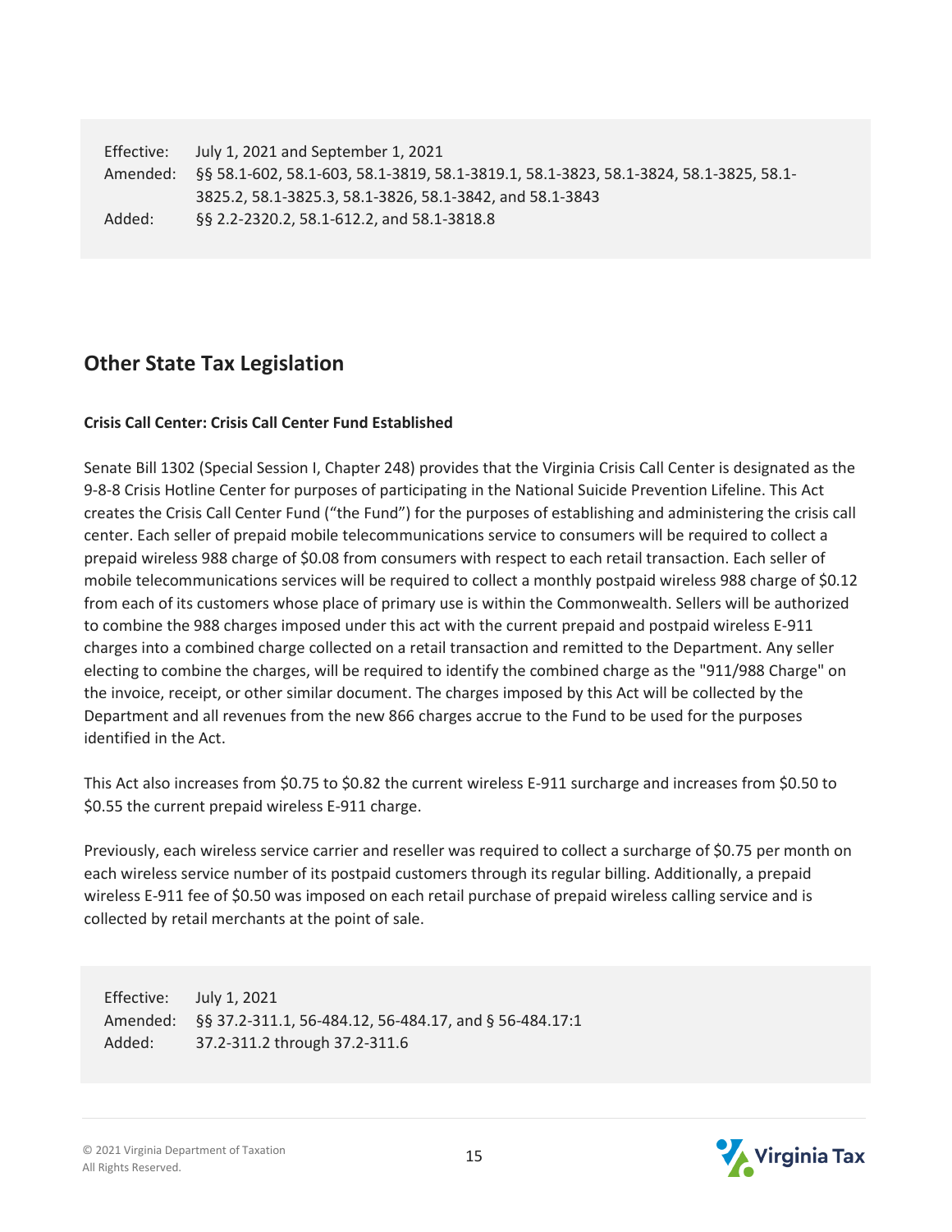Effective: July 1, 2021 and September 1, 2021
Amended: §§ 58.1-602, 58.1-603, 58.1-3819, 58.1-3819.1, 58.1-3823, 58.1-3824, 58.1-3825, 58.1-3825.2, 58.1-3825.3, 58.1-3826, 58.1-3842, and 58.1-3843
Added: §§ 2.2-2320.2, 58.1-612.2, and 58.1-3818.8

## Other State Tax Legislation

**Crisis Call Center: Crisis Call Center Fund Established**

Senate Bill 1302 (Special Session I, Chapter 248) provides that the Virginia Crisis Call Center is designated as the 9-8-8 Crisis Hotline Center for purposes of participating in the National Suicide Prevention Lifeline. This Act creates the Crisis Call Center Fund ("the Fund") for the purposes of establishing and administering the crisis call center. Each seller of prepaid mobile telecommunications service to consumers will be required to collect a prepaid wireless 988 charge of $0.08 from consumers with respect to each retail transaction. Each seller of mobile telecommunications services will be required to collect a monthly postpaid wireless 988 charge of $0.12 from each of its customers whose place of primary use is within the Commonwealth. Sellers will be authorized to combine the 988 charges imposed under this act with the current prepaid and postpaid wireless E-911 charges into a combined charge collected on a retail transaction and remitted to the Department. Any seller electing to combine the charges, will be required to identify the combined charge as the "911/988 Charge" on the invoice, receipt, or other similar document. The charges imposed by this Act will be collected by the Department and all revenues from the new 866 charges accrue to the Fund to be used for the purposes identified in the Act.

This Act also increases from $0.75 to $0.82 the current wireless E-911 surcharge and increases from $0.50 to $0.55 the current prepaid wireless E-911 charge.

Previously, each wireless service carrier and reseller was required to collect a surcharge of $0.75 per month on each wireless service number of its postpaid customers through its regular billing. Additionally, a prepaid wireless E-911 fee of $0.50 was imposed on each retail purchase of prepaid wireless calling service and is collected by retail merchants at the point of sale.

Effective: July 1, 2021
Amended: §§ 37.2-311.1, 56-484.12, 56-484.17, and § 56-484.17:1
Added: 37.2-311.2 through 37.2-311.6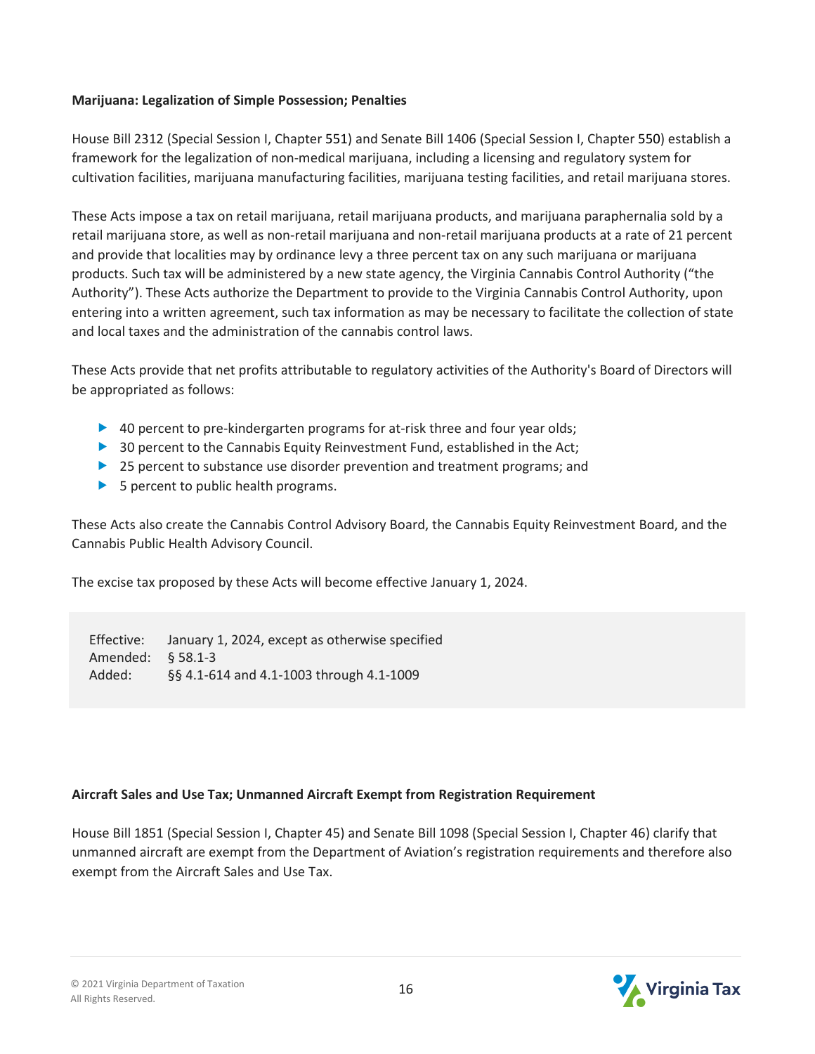**Marijuana: Legalization of Simple Possession; Penalties**

House Bill 2312 (Special Session I, Chapter 551) and Senate Bill 1406 (Special Session I, Chapter 550) establish a framework for the legalization of non-medical marijuana, including a licensing and regulatory system for cultivation facilities, marijuana manufacturing facilities, marijuana testing facilities, and retail marijuana stores.

These Acts impose a tax on retail marijuana, retail marijuana products, and marijuana paraphernalia sold by a retail marijuana store, as well as non-retail marijuana and non-retail marijuana products at a rate of 21 percent and provide that localities may by ordinance levy a three percent tax on any such marijuana or marijuana products. Such tax will be administered by a new state agency, the Virginia Cannabis Control Authority ("the Authority"). These Acts authorize the Department to provide to the Virginia Cannabis Control Authority, upon entering into a written agreement, such tax information as may be necessary to facilitate the collection of state and local taxes and the administration of the cannabis control laws.

These Acts provide that net profits attributable to regulatory activities of the Authority's Board of Directors will be appropriated as follows:

- 40 percent to pre-kindergarten programs for at-risk three and four year olds;
- 30 percent to the Cannabis Equity Reinvestment Fund, established in the Act;
- 25 percent to substance use disorder prevention and treatment programs; and
- 5 percent to public health programs.

These Acts also create the Cannabis Control Advisory Board, the Cannabis Equity Reinvestment Board, and the Cannabis Public Health Advisory Council.

The excise tax proposed by these Acts will become effective January 1, 2024.

| | |
|---|---|
| Effective: | January 1, 2024, except as otherwise specified |
| Amended: | § 58.1-3 |
| Added: | §§ 4.1-614 and 4.1-1003 through 4.1-1009 |

**Aircraft Sales and Use Tax; Unmanned Aircraft Exempt from Registration Requirement**

House Bill 1851 (Special Session I, Chapter 45) and Senate Bill 1098 (Special Session I, Chapter 46) clarify that unmanned aircraft are exempt from the Department of Aviation's registration requirements and therefore also exempt from the Aircraft Sales and Use Tax.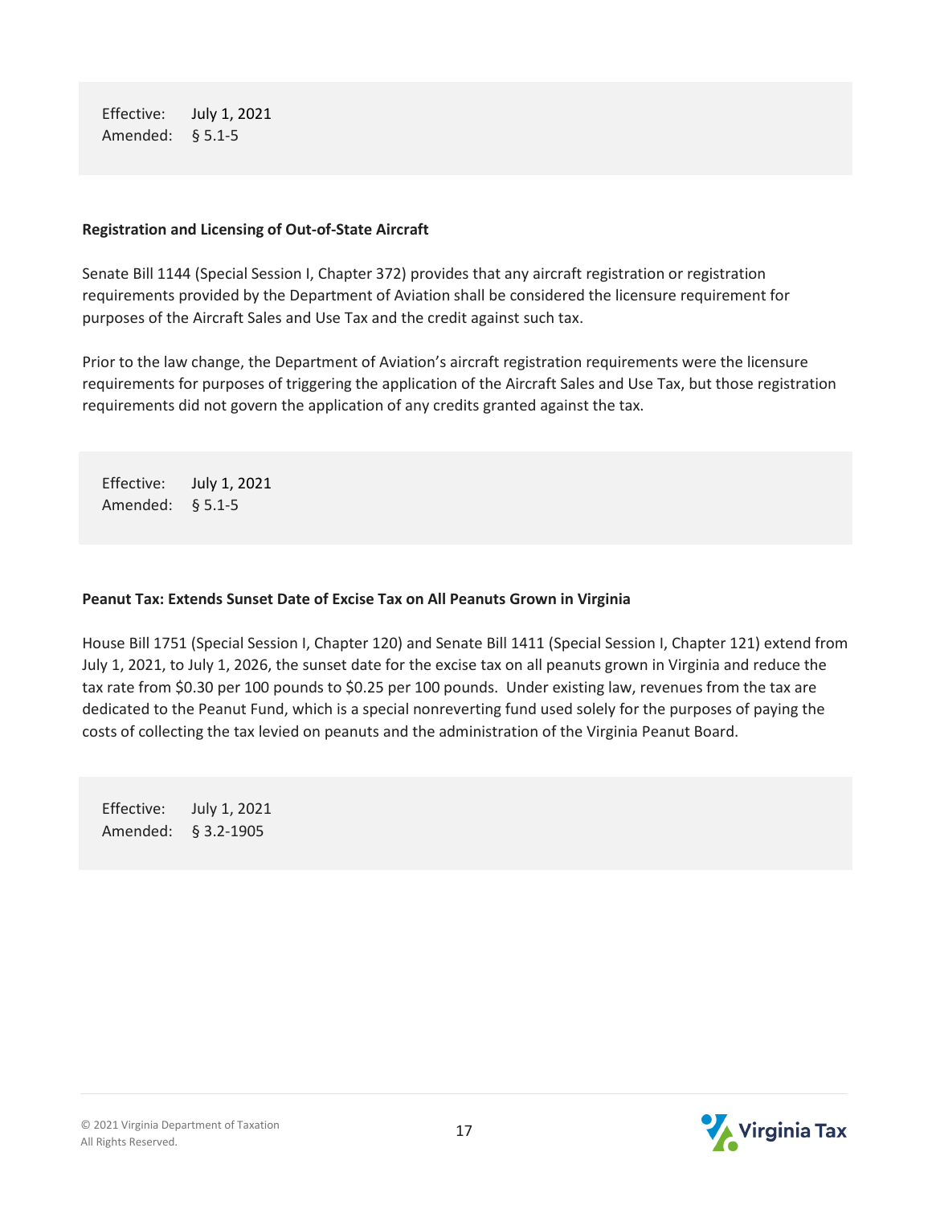Effective: July 1, 2021
Amended: § 5.1-5

**Registration and Licensing of Out-of-State Aircraft**

Senate Bill 1144 (Special Session I, Chapter 372) provides that any aircraft registration or registration requirements provided by the Department of Aviation shall be considered the licensure requirement for purposes of the Aircraft Sales and Use Tax and the credit against such tax.

Prior to the law change, the Department of Aviation's aircraft registration requirements were the licensure requirements for purposes of triggering the application of the Aircraft Sales and Use Tax, but those registration requirements did not govern the application of any credits granted against the tax.

Effective: July 1, 2021
Amended: § 5.1-5

**Peanut Tax: Extends Sunset Date of Excise Tax on All Peanuts Grown in Virginia**

House Bill 1751 (Special Session I, Chapter 120) and Senate Bill 1411 (Special Session I, Chapter 121) extend from July 1, 2021, to July 1, 2026, the sunset date for the excise tax on all peanuts grown in Virginia and reduce the tax rate from $0.30 per 100 pounds to $0.25 per 100 pounds. Under existing law, revenues from the tax are dedicated to the Peanut Fund, which is a special nonreverting fund used solely for the purposes of paying the costs of collecting the tax levied on peanuts and the administration of the Virginia Peanut Board.

Effective: July 1, 2021
Amended: § 3.2-1905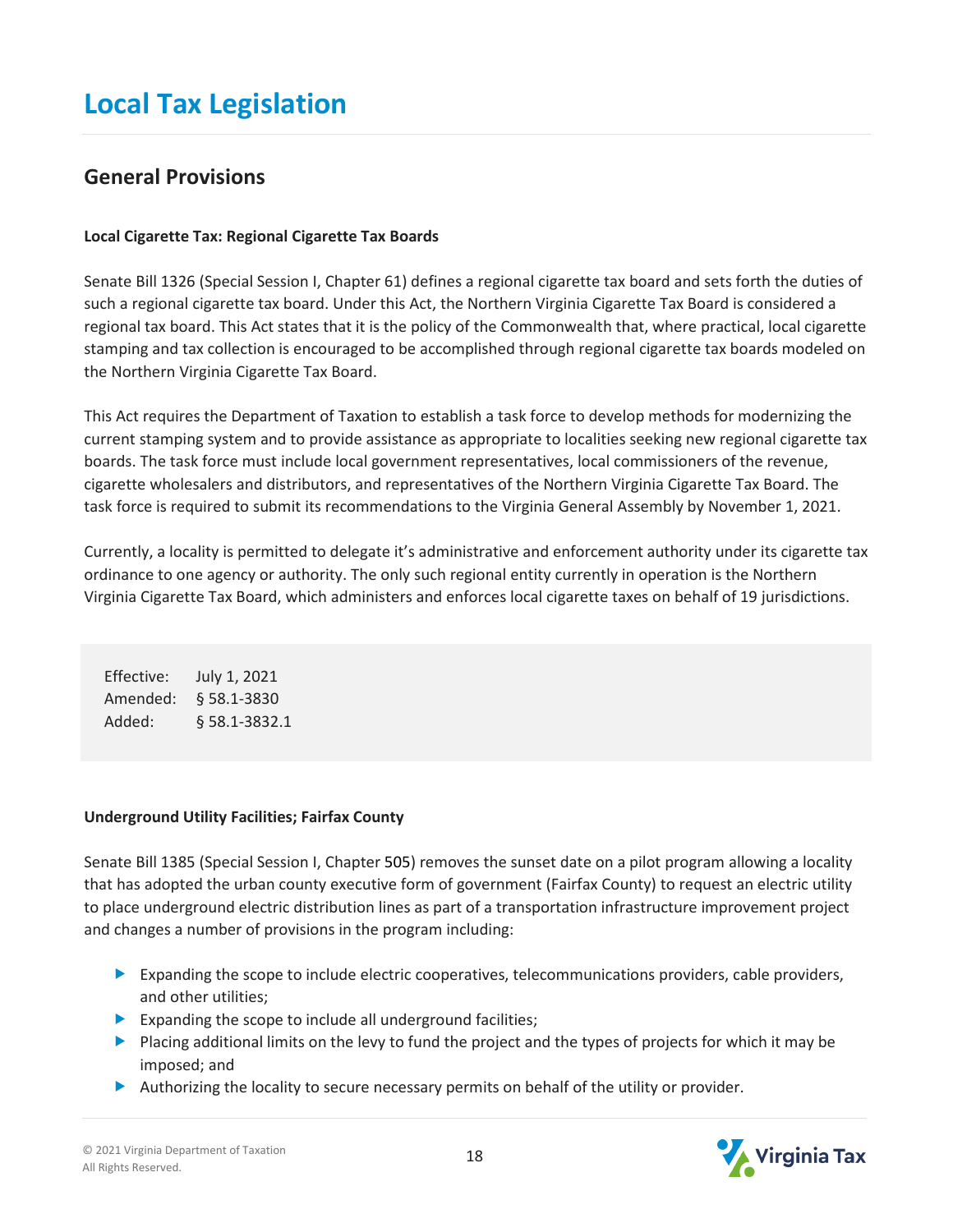# Local Tax Legislation

## General Provisions

**Local Cigarette Tax: Regional Cigarette Tax Boards**

Senate Bill 1326 (Special Session I, Chapter 61) defines a regional cigarette tax board and sets forth the duties of such a regional cigarette tax board. Under this Act, the Northern Virginia Cigarette Tax Board is considered a regional tax board. This Act states that it is the policy of the Commonwealth that, where practical, local cigarette stamping and tax collection is encouraged to be accomplished through regional cigarette tax boards modeled on the Northern Virginia Cigarette Tax Board.

This Act requires the Department of Taxation to establish a task force to develop methods for modernizing the current stamping system and to provide assistance as appropriate to localities seeking new regional cigarette tax boards. The task force must include local government representatives, local commissioners of the revenue, cigarette wholesalers and distributors, and representatives of the Northern Virginia Cigarette Tax Board. The task force is required to submit its recommendations to the Virginia General Assembly by November 1, 2021.

Currently, a locality is permitted to delegate it's administrative and enforcement authority under its cigarette tax ordinance to one agency or authority. The only such regional entity currently in operation is the Northern Virginia Cigarette Tax Board, which administers and enforces local cigarette taxes on behalf of 19 jurisdictions.

| | |
|---|---|
| Effective: | July 1, 2021 |
| Amended: | § 58.1-3830 |
| Added: | § 58.1-3832.1 |

**Underground Utility Facilities; Fairfax County**

Senate Bill 1385 (Special Session I, Chapter 505) removes the sunset date on a pilot program allowing a locality that has adopted the urban county executive form of government (Fairfax County) to request an electric utility to place underground electric distribution lines as part of a transportation infrastructure improvement project and changes a number of provisions in the program including:

- Expanding the scope to include electric cooperatives, telecommunications providers, cable providers, and other utilities;
- Expanding the scope to include all underground facilities;
- Placing additional limits on the levy to fund the project and the types of projects for which it may be imposed; and
- Authorizing the locality to secure necessary permits on behalf of the utility or provider.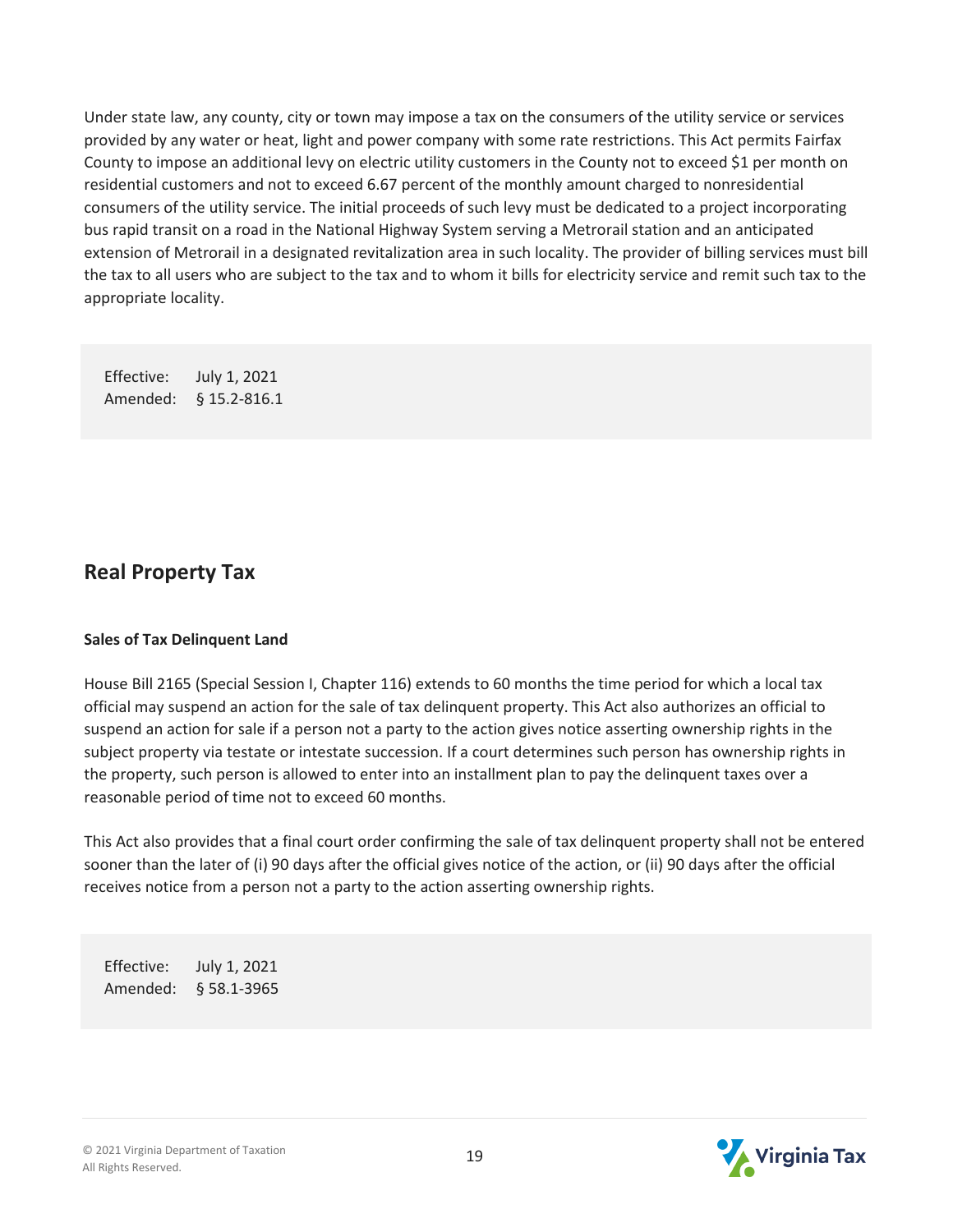Under state law, any county, city or town may impose a tax on the consumers of the utility service or services provided by any water or heat, light and power company with some rate restrictions. This Act permits Fairfax County to impose an additional levy on electric utility customers in the County not to exceed $1 per month on residential customers and not to exceed 6.67 percent of the monthly amount charged to nonresidential consumers of the utility service. The initial proceeds of such levy must be dedicated to a project incorporating bus rapid transit on a road in the National Highway System serving a Metrorail station and an anticipated extension of Metrorail in a designated revitalization area in such locality. The provider of billing services must bill the tax to all users who are subject to the tax and to whom it bills for electricity service and remit such tax to the appropriate locality.

Effective: July 1, 2021
Amended: § 15.2-816.1

## Real Property Tax

### Sales of Tax Delinquent Land

House Bill 2165 (Special Session I, Chapter 116) extends to 60 months the time period for which a local tax official may suspend an action for the sale of tax delinquent property. This Act also authorizes an official to suspend an action for sale if a person not a party to the action gives notice asserting ownership rights in the subject property via testate or intestate succession. If a court determines such person has ownership rights in the property, such person is allowed to enter into an installment plan to pay the delinquent taxes over a reasonable period of time not to exceed 60 months.

This Act also provides that a final court order confirming the sale of tax delinquent property shall not be entered sooner than the later of (i) 90 days after the official gives notice of the action, or (ii) 90 days after the official receives notice from a person not a party to the action asserting ownership rights.

Effective: July 1, 2021
Amended: § 58.1-3965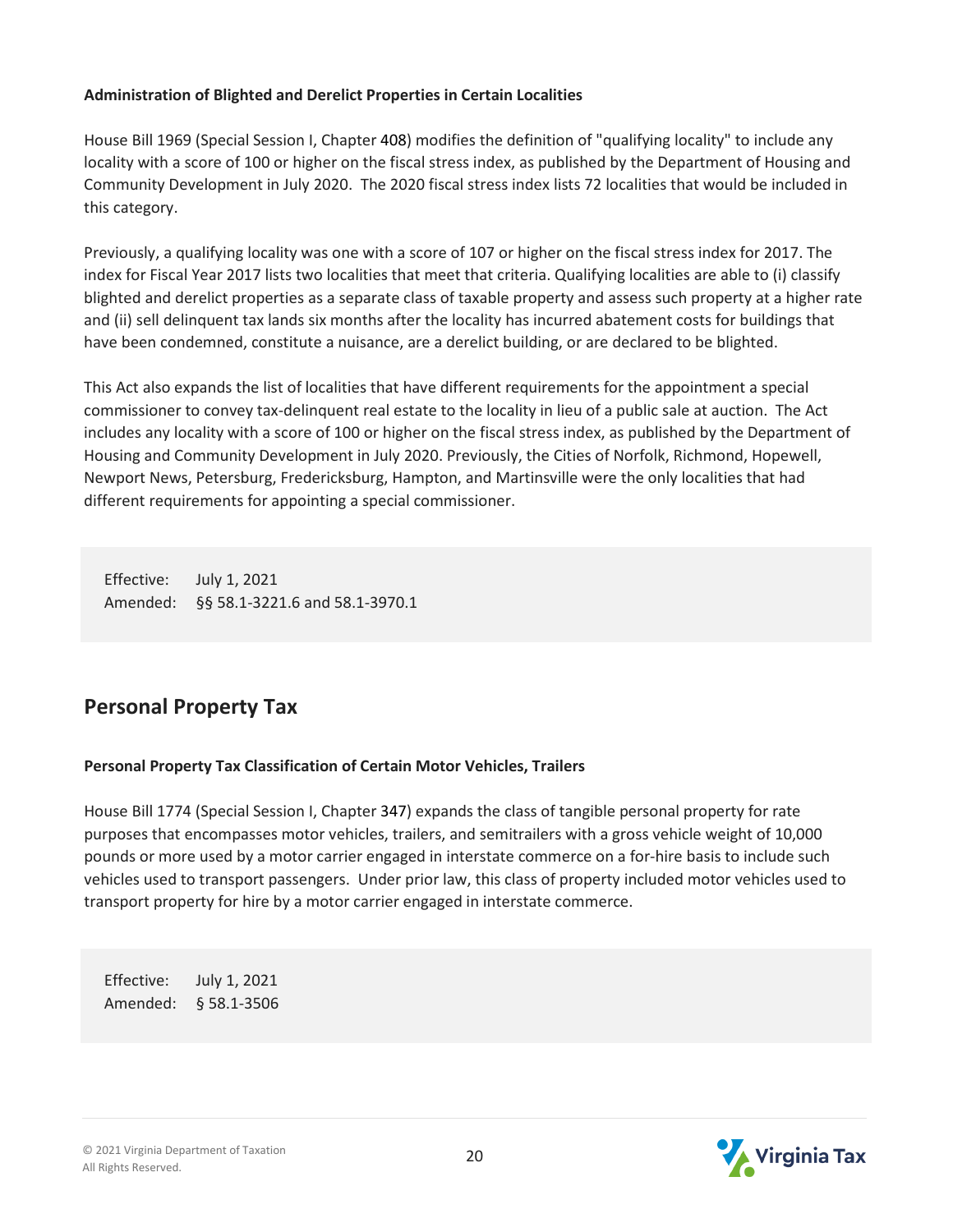**Administration of Blighted and Derelict Properties in Certain Localities**

House Bill 1969 (Special Session I, Chapter 408) modifies the definition of "qualifying locality" to include any locality with a score of 100 or higher on the fiscal stress index, as published by the Department of Housing and Community Development in July 2020. The 2020 fiscal stress index lists 72 localities that would be included in this category.

Previously, a qualifying locality was one with a score of 107 or higher on the fiscal stress index for 2017. The index for Fiscal Year 2017 lists two localities that meet that criteria. Qualifying localities are able to (i) classify blighted and derelict properties as a separate class of taxable property and assess such property at a higher rate and (ii) sell delinquent tax lands six months after the locality has incurred abatement costs for buildings that have been condemned, constitute a nuisance, are a derelict building, or are declared to be blighted.

This Act also expands the list of localities that have different requirements for the appointment a special commissioner to convey tax-delinquent real estate to the locality in lieu of a public sale at auction. The Act includes any locality with a score of 100 or higher on the fiscal stress index, as published by the Department of Housing and Community Development in July 2020. Previously, the Cities of Norfolk, Richmond, Hopewell, Newport News, Petersburg, Fredericksburg, Hampton, and Martinsville were the only localities that had different requirements for appointing a special commissioner.

Effective: July 1, 2021
Amended: §§ 58.1-3221.6 and 58.1-3970.1

## Personal Property Tax

**Personal Property Tax Classification of Certain Motor Vehicles, Trailers**

House Bill 1774 (Special Session I, Chapter 347) expands the class of tangible personal property for rate purposes that encompasses motor vehicles, trailers, and semitrailers with a gross vehicle weight of 10,000 pounds or more used by a motor carrier engaged in interstate commerce on a for-hire basis to include such vehicles used to transport passengers. Under prior law, this class of property included motor vehicles used to transport property for hire by a motor carrier engaged in interstate commerce.

Effective: July 1, 2021
Amended: § 58.1-3506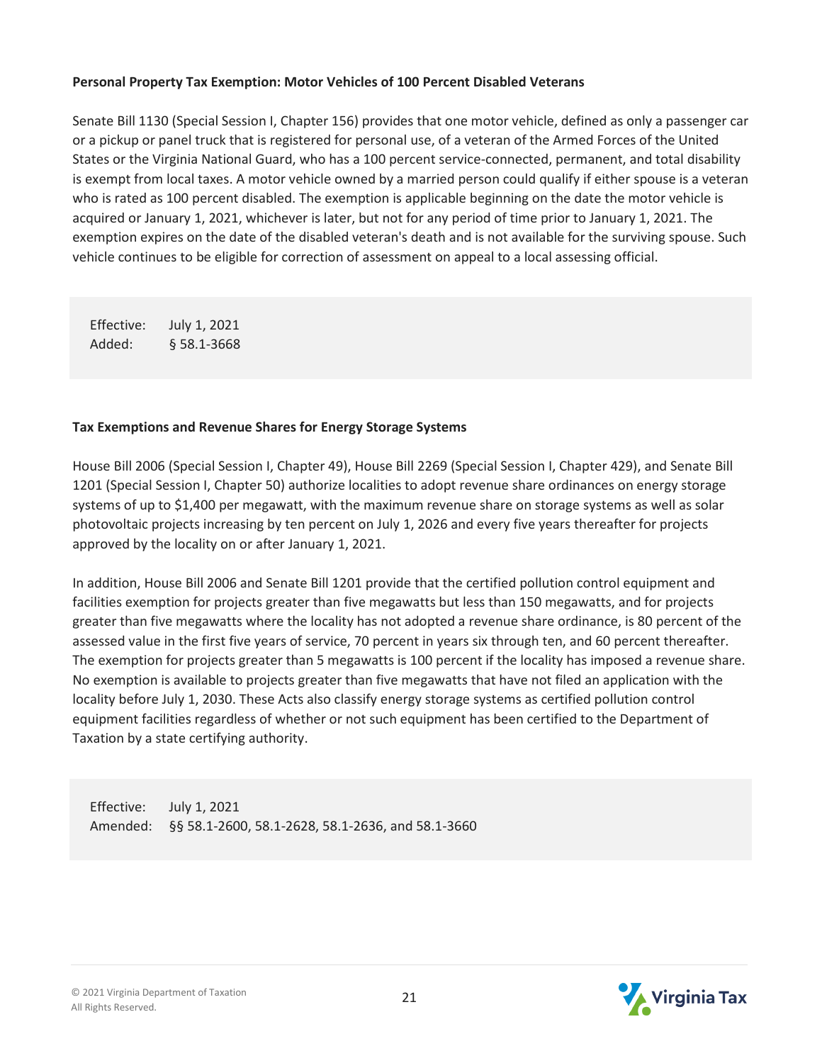### Personal Property Tax Exemption: Motor Vehicles of 100 Percent Disabled Veterans

Senate Bill 1130 (Special Session I, Chapter 156) provides that one motor vehicle, defined as only a passenger car or a pickup or panel truck that is registered for personal use, of a veteran of the Armed Forces of the United States or the Virginia National Guard, who has a 100 percent service-connected, permanent, and total disability is exempt from local taxes. A motor vehicle owned by a married person could qualify if either spouse is a veteran who is rated as 100 percent disabled. The exemption is applicable beginning on the date the motor vehicle is acquired or January 1, 2021, whichever is later, but not for any period of time prior to January 1, 2021. The exemption expires on the date of the disabled veteran's death and is not available for the surviving spouse. Such vehicle continues to be eligible for correction of assessment on appeal to a local assessing official.

| | |
|---|---|
| Effective: | July 1, 2021 |
| Added: | § 58.1-3668 |

### Tax Exemptions and Revenue Shares for Energy Storage Systems

House Bill 2006 (Special Session I, Chapter 49), House Bill 2269 (Special Session I, Chapter 429), and Senate Bill 1201 (Special Session I, Chapter 50) authorize localities to adopt revenue share ordinances on energy storage systems of up to $1,400 per megawatt, with the maximum revenue share on storage systems as well as solar photovoltaic projects increasing by ten percent on July 1, 2026 and every five years thereafter for projects approved by the locality on or after January 1, 2021.

In addition, House Bill 2006 and Senate Bill 1201 provide that the certified pollution control equipment and facilities exemption for projects greater than five megawatts but less than 150 megawatts, and for projects greater than five megawatts where the locality has not adopted a revenue share ordinance, is 80 percent of the assessed value in the first five years of service, 70 percent in years six through ten, and 60 percent thereafter. The exemption for projects greater than 5 megawatts is 100 percent if the locality has imposed a revenue share. No exemption is available to projects greater than five megawatts that have not filed an application with the locality before July 1, 2030. These Acts also classify energy storage systems as certified pollution control equipment facilities regardless of whether or not such equipment has been certified to the Department of Taxation by a state certifying authority.

| | |
|---|---|
| Effective: | July 1, 2021 |
| Amended: | §§ 58.1-2600, 58.1-2628, 58.1-2636, and 58.1-3660 |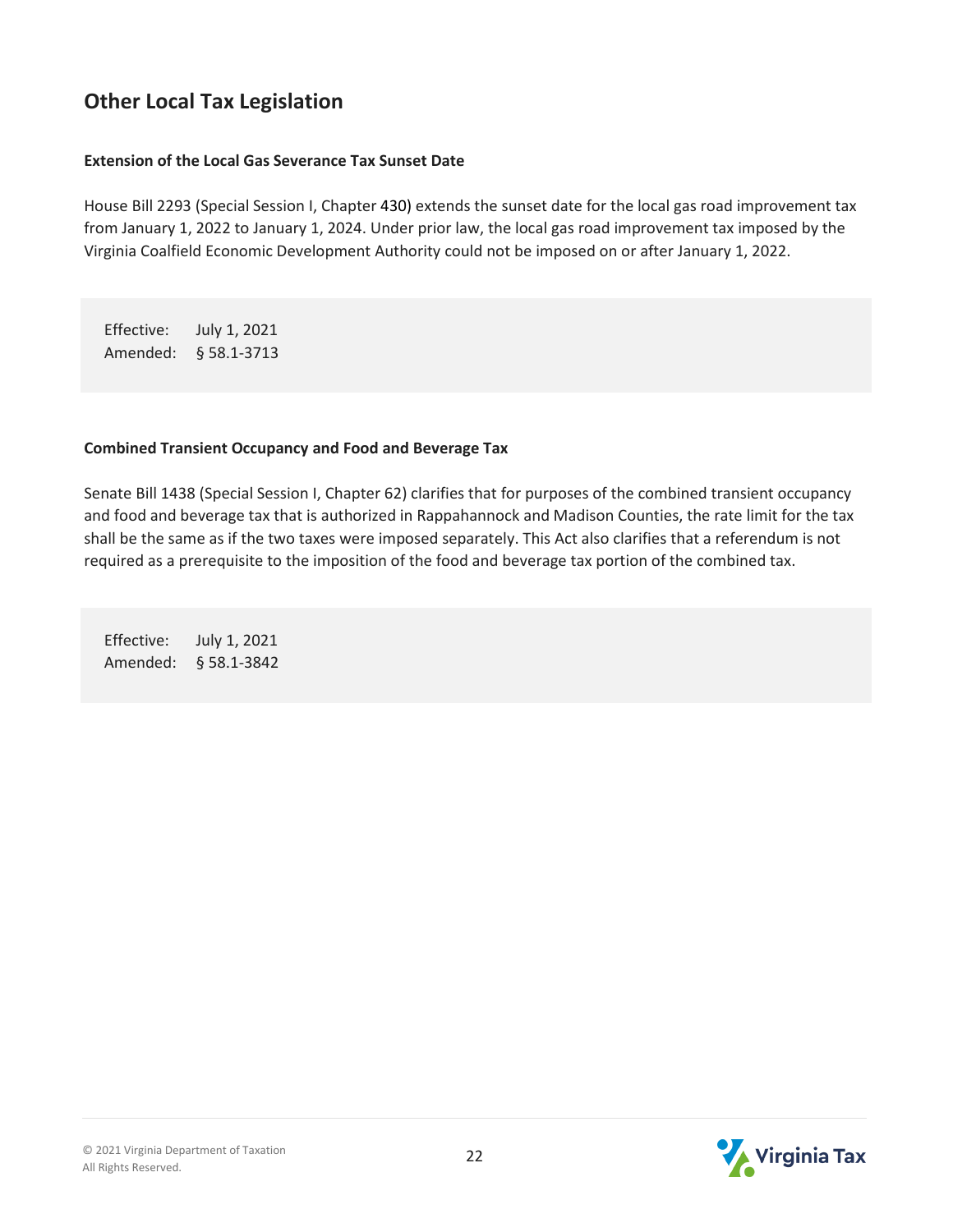## Other Local Tax Legislation

**Extension of the Local Gas Severance Tax Sunset Date**

House Bill 2293 (Special Session I, Chapter 430) extends the sunset date for the local gas road improvement tax from January 1, 2022 to January 1, 2024. Under prior law, the local gas road improvement tax imposed by the Virginia Coalfield Economic Development Authority could not be imposed on or after January 1, 2022.

Effective: July 1, 2021
Amended: § 58.1-3713

**Combined Transient Occupancy and Food and Beverage Tax**

Senate Bill 1438 (Special Session I, Chapter 62) clarifies that for purposes of the combined transient occupancy and food and beverage tax that is authorized in Rappahannock and Madison Counties, the rate limit for the tax shall be the same as if the two taxes were imposed separately. This Act also clarifies that a referendum is not required as a prerequisite to the imposition of the food and beverage tax portion of the combined tax.

Effective: July 1, 2021
Amended: § 58.1-3842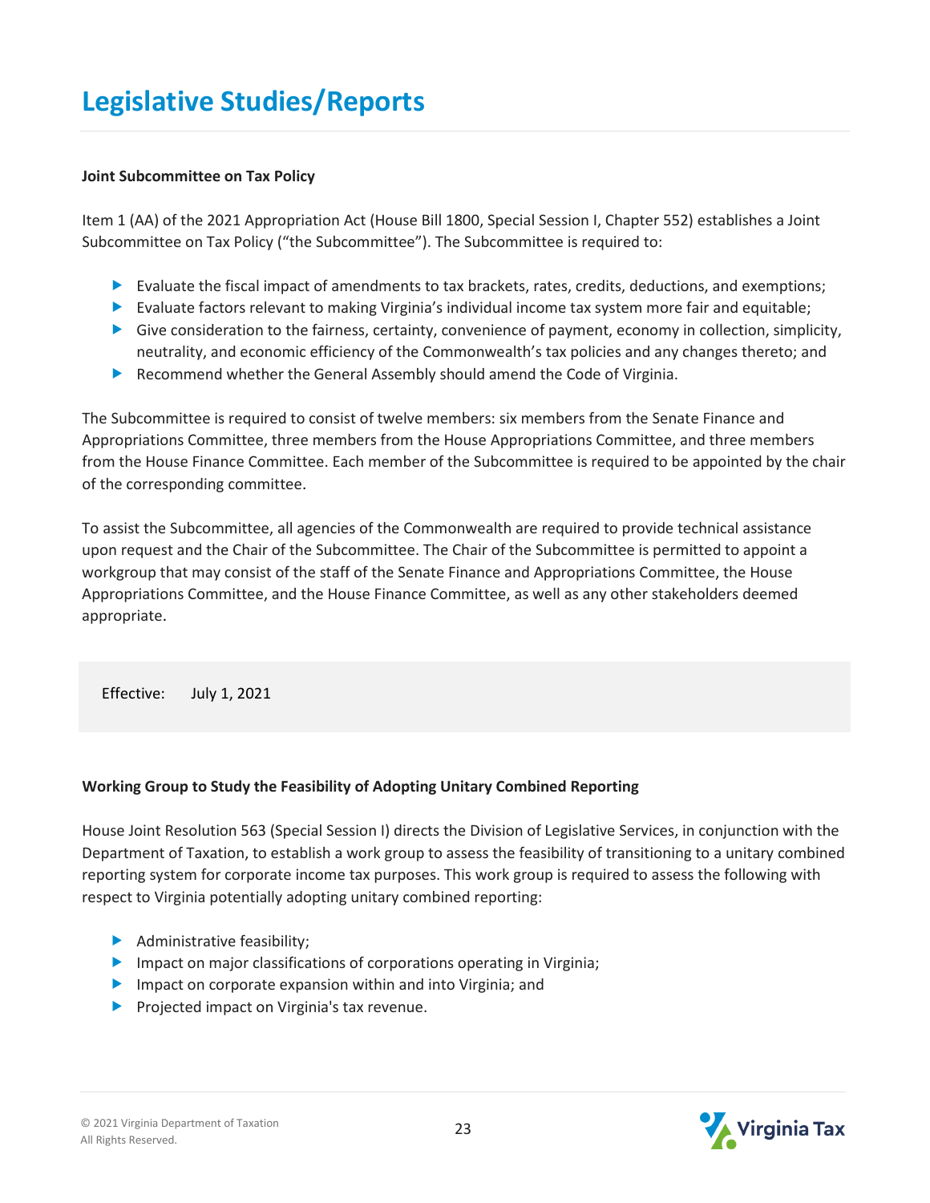# Legislative Studies/Reports

**Joint Subcommittee on Tax Policy**

Item 1 (AA) of the 2021 Appropriation Act (House Bill 1800, Special Session I, Chapter 552) establishes a Joint Subcommittee on Tax Policy ("the Subcommittee"). The Subcommittee is required to:

- Evaluate the fiscal impact of amendments to tax brackets, rates, credits, deductions, and exemptions;
- Evaluate factors relevant to making Virginia's individual income tax system more fair and equitable;
- Give consideration to the fairness, certainty, convenience of payment, economy in collection, simplicity, neutrality, and economic efficiency of the Commonwealth's tax policies and any changes thereto; and
- Recommend whether the General Assembly should amend the Code of Virginia.

The Subcommittee is required to consist of twelve members: six members from the Senate Finance and Appropriations Committee, three members from the House Appropriations Committee, and three members from the House Finance Committee. Each member of the Subcommittee is required to be appointed by the chair of the corresponding committee.

To assist the Subcommittee, all agencies of the Commonwealth are required to provide technical assistance upon request and the Chair of the Subcommittee. The Chair of the Subcommittee is permitted to appoint a workgroup that may consist of the staff of the Senate Finance and Appropriations Committee, the House Appropriations Committee, and the House Finance Committee, as well as any other stakeholders deemed appropriate.

Effective: July 1, 2021

**Working Group to Study the Feasibility of Adopting Unitary Combined Reporting**

House Joint Resolution 563 (Special Session I) directs the Division of Legislative Services, in conjunction with the Department of Taxation, to establish a work group to assess the feasibility of transitioning to a unitary combined reporting system for corporate income tax purposes. This work group is required to assess the following with respect to Virginia potentially adopting unitary combined reporting:

- Administrative feasibility;
- Impact on major classifications of corporations operating in Virginia;
- Impact on corporate expansion within and into Virginia; and
- Projected impact on Virginia's tax revenue.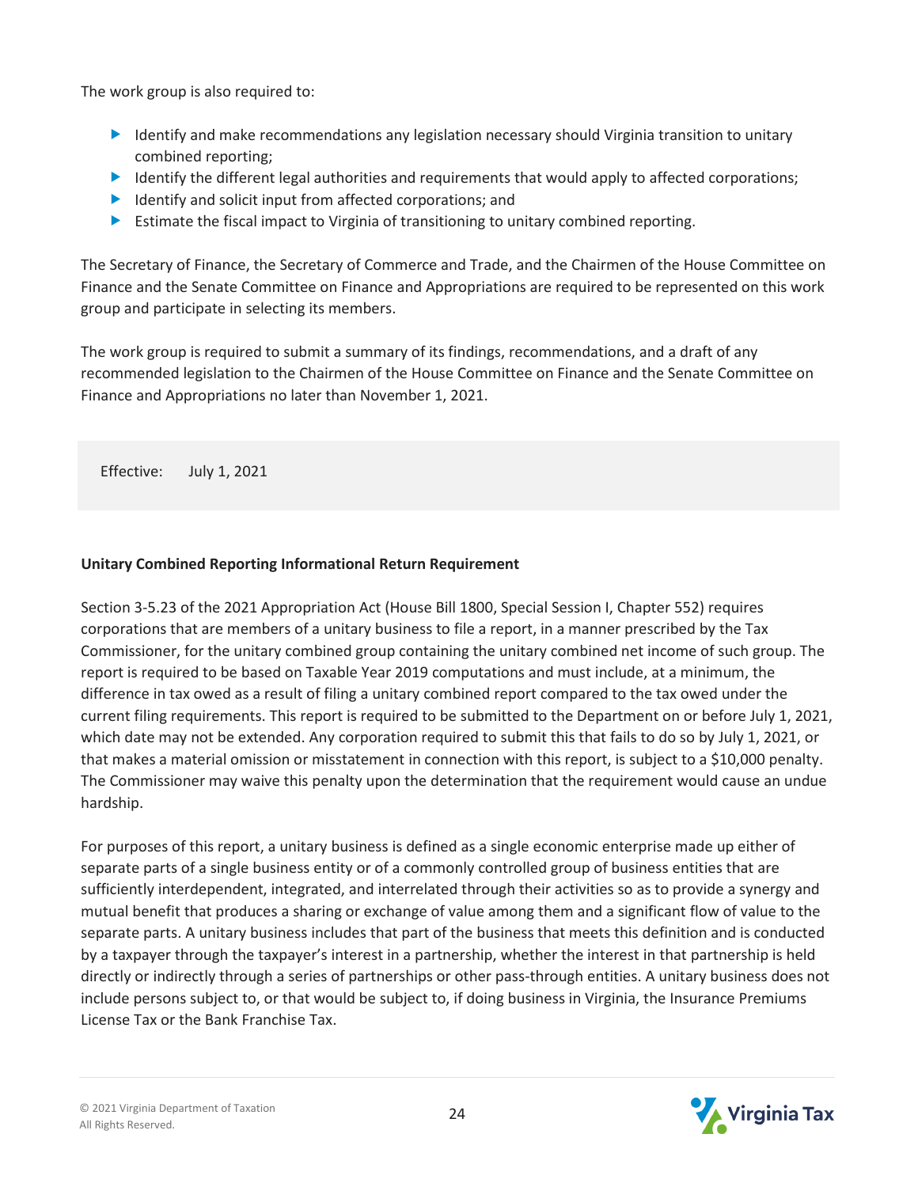The work group is also required to:

- Identify and make recommendations any legislation necessary should Virginia transition to unitary combined reporting;
- Identify the different legal authorities and requirements that would apply to affected corporations;
- Identify and solicit input from affected corporations; and
- Estimate the fiscal impact to Virginia of transitioning to unitary combined reporting.

The Secretary of Finance, the Secretary of Commerce and Trade, and the Chairmen of the House Committee on Finance and the Senate Committee on Finance and Appropriations are required to be represented on this work group and participate in selecting its members.

The work group is required to submit a summary of its findings, recommendations, and a draft of any recommended legislation to the Chairmen of the House Committee on Finance and the Senate Committee on Finance and Appropriations no later than November 1, 2021.

Effective: July 1, 2021

**Unitary Combined Reporting Informational Return Requirement**

Section 3-5.23 of the 2021 Appropriation Act (House Bill 1800, Special Session I, Chapter 552) requires corporations that are members of a unitary business to file a report, in a manner prescribed by the Tax Commissioner, for the unitary combined group containing the unitary combined net income of such group. The report is required to be based on Taxable Year 2019 computations and must include, at a minimum, the difference in tax owed as a result of filing a unitary combined report compared to the tax owed under the current filing requirements. This report is required to be submitted to the Department on or before July 1, 2021, which date may not be extended. Any corporation required to submit this that fails to do so by July 1, 2021, or that makes a material omission or misstatement in connection with this report, is subject to a $10,000 penalty. The Commissioner may waive this penalty upon the determination that the requirement would cause an undue hardship.

For purposes of this report, a unitary business is defined as a single economic enterprise made up either of separate parts of a single business entity or of a commonly controlled group of business entities that are sufficiently interdependent, integrated, and interrelated through their activities so as to provide a synergy and mutual benefit that produces a sharing or exchange of value among them and a significant flow of value to the separate parts. A unitary business includes that part of the business that meets this definition and is conducted by a taxpayer through the taxpayer's interest in a partnership, whether the interest in that partnership is held directly or indirectly through a series of partnerships or other pass-through entities. A unitary business does not include persons subject to, or that would be subject to, if doing business in Virginia, the Insurance Premiums License Tax or the Bank Franchise Tax.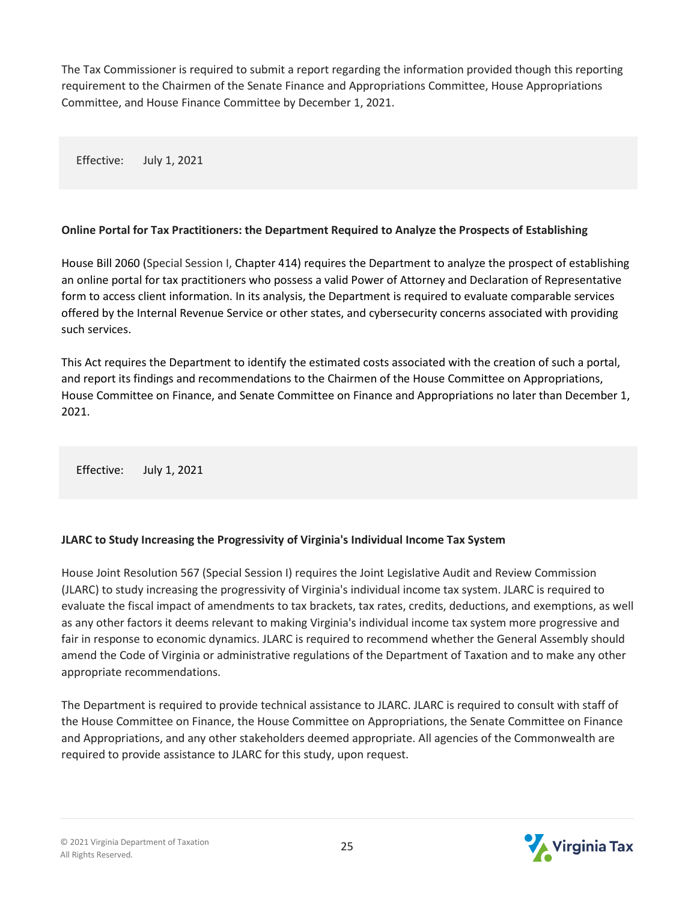The Tax Commissioner is required to submit a report regarding the information provided though this reporting requirement to the Chairmen of the Senate Finance and Appropriations Committee, House Appropriations Committee, and House Finance Committee by December 1, 2021.

Effective: July 1, 2021

**Online Portal for Tax Practitioners: the Department Required to Analyze the Prospects of Establishing**

House Bill 2060 (Special Session I, Chapter 414) requires the Department to analyze the prospect of establishing an online portal for tax practitioners who possess a valid Power of Attorney and Declaration of Representative form to access client information. In its analysis, the Department is required to evaluate comparable services offered by the Internal Revenue Service or other states, and cybersecurity concerns associated with providing such services.

This Act requires the Department to identify the estimated costs associated with the creation of such a portal, and report its findings and recommendations to the Chairmen of the House Committee on Appropriations, House Committee on Finance, and Senate Committee on Finance and Appropriations no later than December 1, 2021.

Effective: July 1, 2021

**JLARC to Study Increasing the Progressivity of Virginia's Individual Income Tax System**

House Joint Resolution 567 (Special Session I) requires the Joint Legislative Audit and Review Commission (JLARC) to study increasing the progressivity of Virginia's individual income tax system. JLARC is required to evaluate the fiscal impact of amendments to tax brackets, tax rates, credits, deductions, and exemptions, as well as any other factors it deems relevant to making Virginia's individual income tax system more progressive and fair in response to economic dynamics. JLARC is required to recommend whether the General Assembly should amend the Code of Virginia or administrative regulations of the Department of Taxation and to make any other appropriate recommendations.

The Department is required to provide technical assistance to JLARC. JLARC is required to consult with staff of the House Committee on Finance, the House Committee on Appropriations, the Senate Committee on Finance and Appropriations, and any other stakeholders deemed appropriate. All agencies of the Commonwealth are required to provide assistance to JLARC for this study, upon request.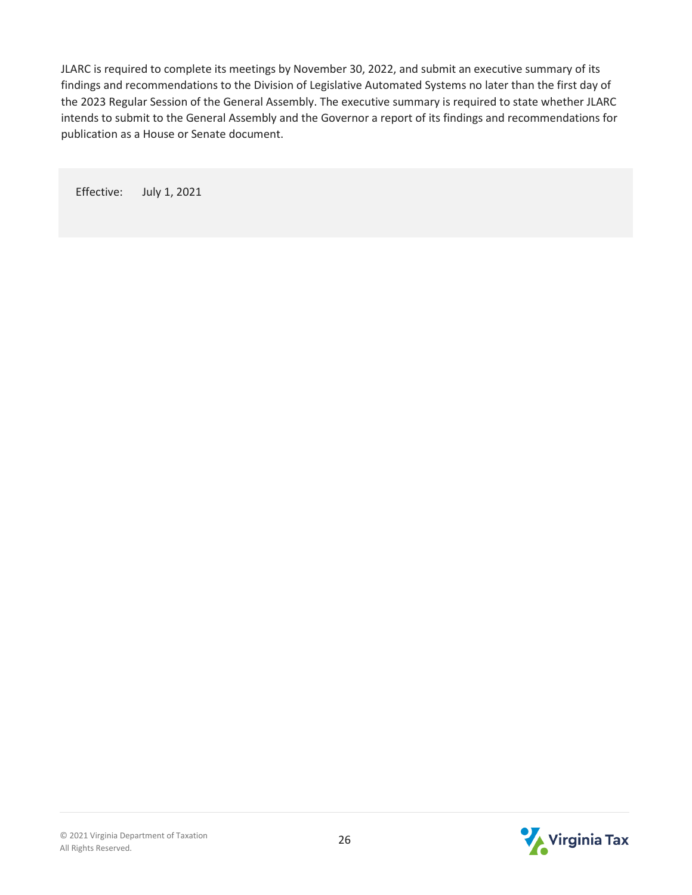JLARC is required to complete its meetings by November 30, 2022, and submit an executive summary of its findings and recommendations to the Division of Legislative Automated Systems no later than the first day of the 2023 Regular Session of the General Assembly. The executive summary is required to state whether JLARC intends to submit to the General Assembly and the Governor a report of its findings and recommendations for publication as a House or Senate document.

Effective: July 1, 2021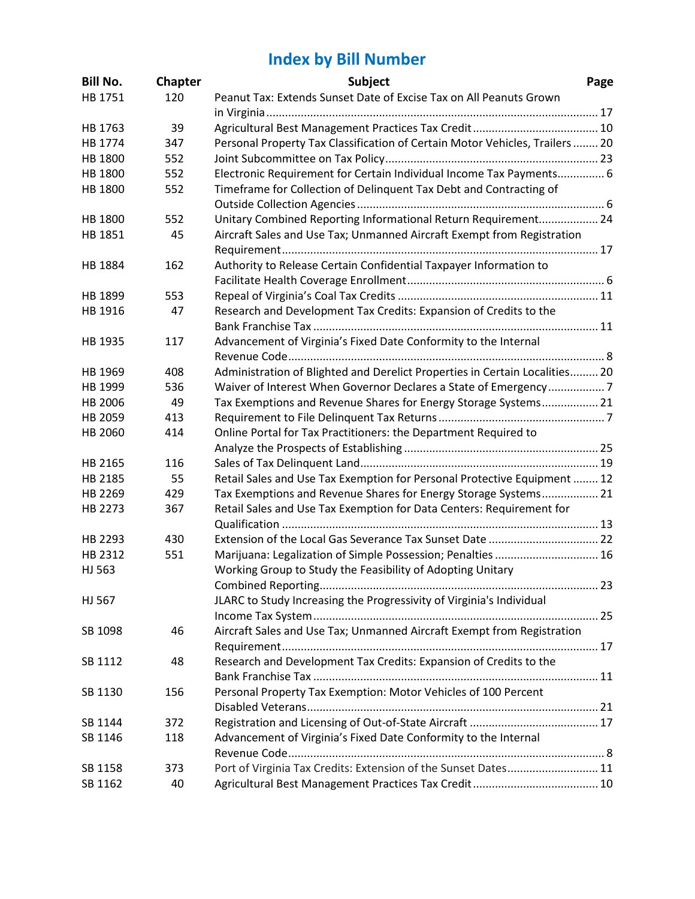## Index by Bill Number

| Bill No. | Chapter | Subject | Page |
|---|---|---|---|
| HB 1751 | 120 | Peanut Tax: Extends Sunset Date of Excise Tax on All Peanuts Grown in Virginia | 17 |
| HB 1763 | 39 | Agricultural Best Management Practices Tax Credit | 10 |
| HB 1774 | 347 | Personal Property Tax Classification of Certain Motor Vehicles, Trailers | 20 |
| HB 1800 | 552 | Joint Subcommittee on Tax Policy | 23 |
| HB 1800 | 552 | Electronic Requirement for Certain Individual Income Tax Payments | 6 |
| HB 1800 | 552 | Timeframe for Collection of Delinquent Tax Debt and Contracting of Outside Collection Agencies | 6 |
| HB 1800 | 552 | Unitary Combined Reporting Informational Return Requirement | 24 |
| HB 1851 | 45 | Aircraft Sales and Use Tax; Unmanned Aircraft Exempt from Registration Requirement | 17 |
| HB 1884 | 162 | Authority to Release Certain Confidential Taxpayer Information to Facilitate Health Coverage Enrollment | 6 |
| HB 1899 | 553 | Repeal of Virginia's Coal Tax Credits | 11 |
| HB 1916 | 47 | Research and Development Tax Credits: Expansion of Credits to the Bank Franchise Tax | 11 |
| HB 1935 | 117 | Advancement of Virginia's Fixed Date Conformity to the Internal Revenue Code | 8 |
| HB 1969 | 408 | Administration of Blighted and Derelict Properties in Certain Localities | 20 |
| HB 1999 | 536 | Waiver of Interest When Governor Declares a State of Emergency | 7 |
| HB 2006 | 49 | Tax Exemptions and Revenue Shares for Energy Storage Systems | 21 |
| HB 2059 | 413 | Requirement to File Delinquent Tax Returns | 7 |
| HB 2060 | 414 | Online Portal for Tax Practitioners: the Department Required to Analyze the Prospects of Establishing | 25 |
| HB 2165 | 116 | Sales of Tax Delinquent Land | 19 |
| HB 2185 | 55 | Retail Sales and Use Tax Exemption for Personal Protective Equipment | 12 |
| HB 2269 | 429 | Tax Exemptions and Revenue Shares for Energy Storage Systems | 21 |
| HB 2273 | 367 | Retail Sales and Use Tax Exemption for Data Centers: Requirement for Qualification | 13 |
| HB 2293 | 430 | Extension of the Local Gas Severance Tax Sunset Date | 22 |
| HB 2312 | 551 | Marijuana: Legalization of Simple Possession; Penalties | 16 |
| HJ 563 | | Working Group to Study the Feasibility of Adopting Unitary Combined Reporting | 23 |
| HJ 567 | | JLARC to Study Increasing the Progressivity of Virginia's Individual Income Tax System | 25 |
| SB 1098 | 46 | Aircraft Sales and Use Tax; Unmanned Aircraft Exempt from Registration Requirement | 17 |
| SB 1112 | 48 | Research and Development Tax Credits: Expansion of Credits to the Bank Franchise Tax | 11 |
| SB 1130 | 156 | Personal Property Tax Exemption: Motor Vehicles of 100 Percent Disabled Veterans | 21 |
| SB 1144 | 372 | Registration and Licensing of Out-of-State Aircraft | 17 |
| SB 1146 | 118 | Advancement of Virginia's Fixed Date Conformity to the Internal Revenue Code | 8 |
| SB 1158 | 373 | Port of Virginia Tax Credits: Extension of the Sunset Dates | 11 |
| SB 1162 | 40 | Agricultural Best Management Practices Tax Credit | 10 |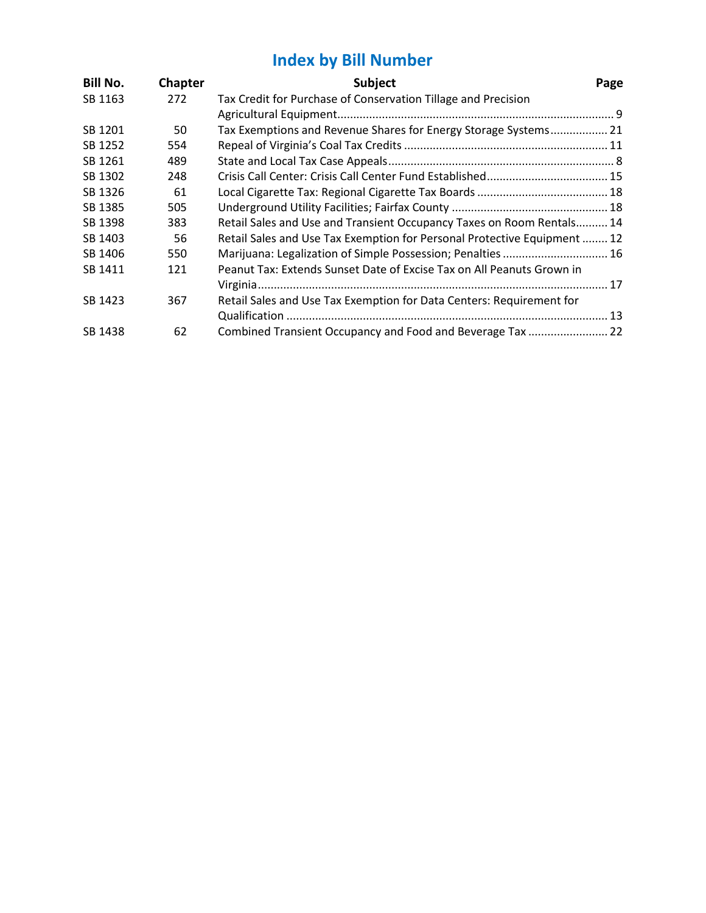# Index by Bill Number

| Bill No. | Chapter | Subject | Page |
|---|---|---|---|
| SB 1163 | 272 | Tax Credit for Purchase of Conservation Tillage and Precision Agricultural Equipment | 9 |
| SB 1201 | 50 | Tax Exemptions and Revenue Shares for Energy Storage Systems | 21 |
| SB 1252 | 554 | Repeal of Virginia's Coal Tax Credits | 11 |
| SB 1261 | 489 | State and Local Tax Case Appeals | 8 |
| SB 1302 | 248 | Crisis Call Center: Crisis Call Center Fund Established | 15 |
| SB 1326 | 61 | Local Cigarette Tax: Regional Cigarette Tax Boards | 18 |
| SB 1385 | 505 | Underground Utility Facilities; Fairfax County | 18 |
| SB 1398 | 383 | Retail Sales and Use and Transient Occupancy Taxes on Room Rentals | 14 |
| SB 1403 | 56 | Retail Sales and Use Tax Exemption for Personal Protective Equipment | 12 |
| SB 1406 | 550 | Marijuana: Legalization of Simple Possession; Penalties | 16 |
| SB 1411 | 121 | Peanut Tax: Extends Sunset Date of Excise Tax on All Peanuts Grown in Virginia | 17 |
| SB 1423 | 367 | Retail Sales and Use Tax Exemption for Data Centers: Requirement for Qualification | 13 |
| SB 1438 | 62 | Combined Transient Occupancy and Food and Beverage Tax | 22 |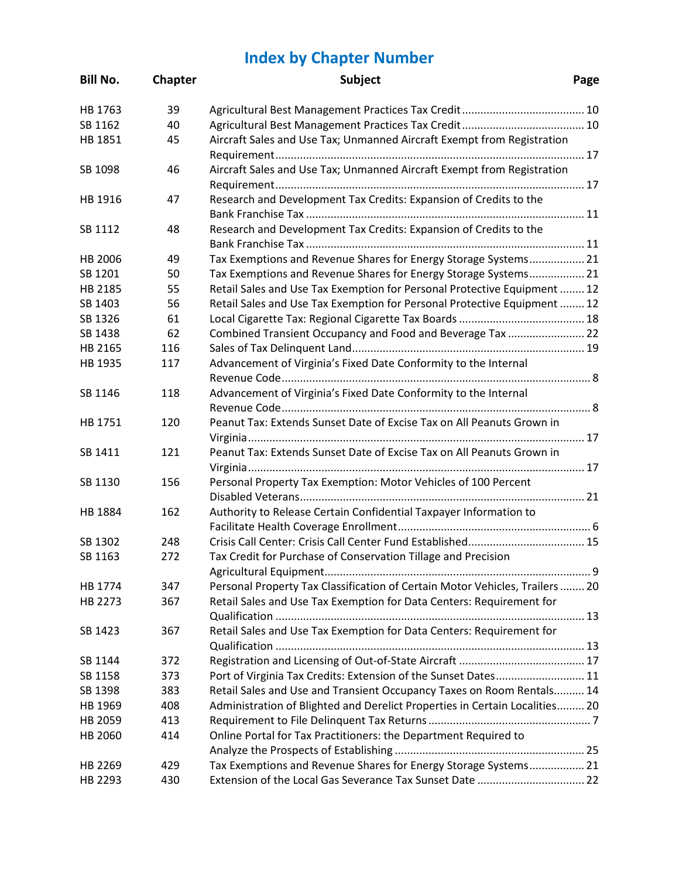# Index by Chapter Number

| Bill No. | Chapter | Subject | Page |
|---|---|---|---|
| HB 1763 | 39 | Agricultural Best Management Practices Tax Credit | 10 |
| SB 1162 | 40 | Agricultural Best Management Practices Tax Credit | 10 |
| HB 1851 | 45 | Aircraft Sales and Use Tax; Unmanned Aircraft Exempt from Registration Requirement | 17 |
| SB 1098 | 46 | Aircraft Sales and Use Tax; Unmanned Aircraft Exempt from Registration Requirement | 17 |
| HB 1916 | 47 | Research and Development Tax Credits: Expansion of Credits to the Bank Franchise Tax | 11 |
| SB 1112 | 48 | Research and Development Tax Credits: Expansion of Credits to the Bank Franchise Tax | 11 |
| HB 2006 | 49 | Tax Exemptions and Revenue Shares for Energy Storage Systems | 21 |
| SB 1201 | 50 | Tax Exemptions and Revenue Shares for Energy Storage Systems | 21 |
| HB 2185 | 55 | Retail Sales and Use Tax Exemption for Personal Protective Equipment | 12 |
| SB 1403 | 56 | Retail Sales and Use Tax Exemption for Personal Protective Equipment | 12 |
| SB 1326 | 61 | Local Cigarette Tax: Regional Cigarette Tax Boards | 18 |
| SB 1438 | 62 | Combined Transient Occupancy and Food and Beverage Tax | 22 |
| HB 2165 | 116 | Sales of Tax Delinquent Land | 19 |
| HB 1935 | 117 | Advancement of Virginia’s Fixed Date Conformity to the Internal Revenue Code | 8 |
| SB 1146 | 118 | Advancement of Virginia’s Fixed Date Conformity to the Internal Revenue Code | 8 |
| HB 1751 | 120 | Peanut Tax: Extends Sunset Date of Excise Tax on All Peanuts Grown in Virginia | 17 |
| SB 1411 | 121 | Peanut Tax: Extends Sunset Date of Excise Tax on All Peanuts Grown in Virginia | 17 |
| SB 1130 | 156 | Personal Property Tax Exemption: Motor Vehicles of 100 Percent Disabled Veterans | 21 |
| HB 1884 | 162 | Authority to Release Certain Confidential Taxpayer Information to Facilitate Health Coverage Enrollment | 6 |
| SB 1302 | 248 | Crisis Call Center: Crisis Call Center Fund Established | 15 |
| SB 1163 | 272 | Tax Credit for Purchase of Conservation Tillage and Precision Agricultural Equipment | 9 |
| HB 1774 | 347 | Personal Property Tax Classification of Certain Motor Vehicles, Trailers | 20 |
| HB 2273 | 367 | Retail Sales and Use Tax Exemption for Data Centers: Requirement for Qualification | 13 |
| SB 1423 | 367 | Retail Sales and Use Tax Exemption for Data Centers: Requirement for Qualification | 13 |
| SB 1144 | 372 | Registration and Licensing of Out-of-State Aircraft | 17 |
| SB 1158 | 373 | Port of Virginia Tax Credits: Extension of the Sunset Dates | 11 |
| SB 1398 | 383 | Retail Sales and Use and Transient Occupancy Taxes on Room Rentals | 14 |
| HB 1969 | 408 | Administration of Blighted and Derelict Properties in Certain Localities | 20 |
| HB 2059 | 413 | Requirement to File Delinquent Tax Returns | 7 |
| HB 2060 | 414 | Online Portal for Tax Practitioners: the Department Required to Analyze the Prospects of Establishing | 25 |
| HB 2269 | 429 | Tax Exemptions and Revenue Shares for Energy Storage Systems | 21 |
| HB 2293 | 430 | Extension of the Local Gas Severance Tax Sunset Date | 22 |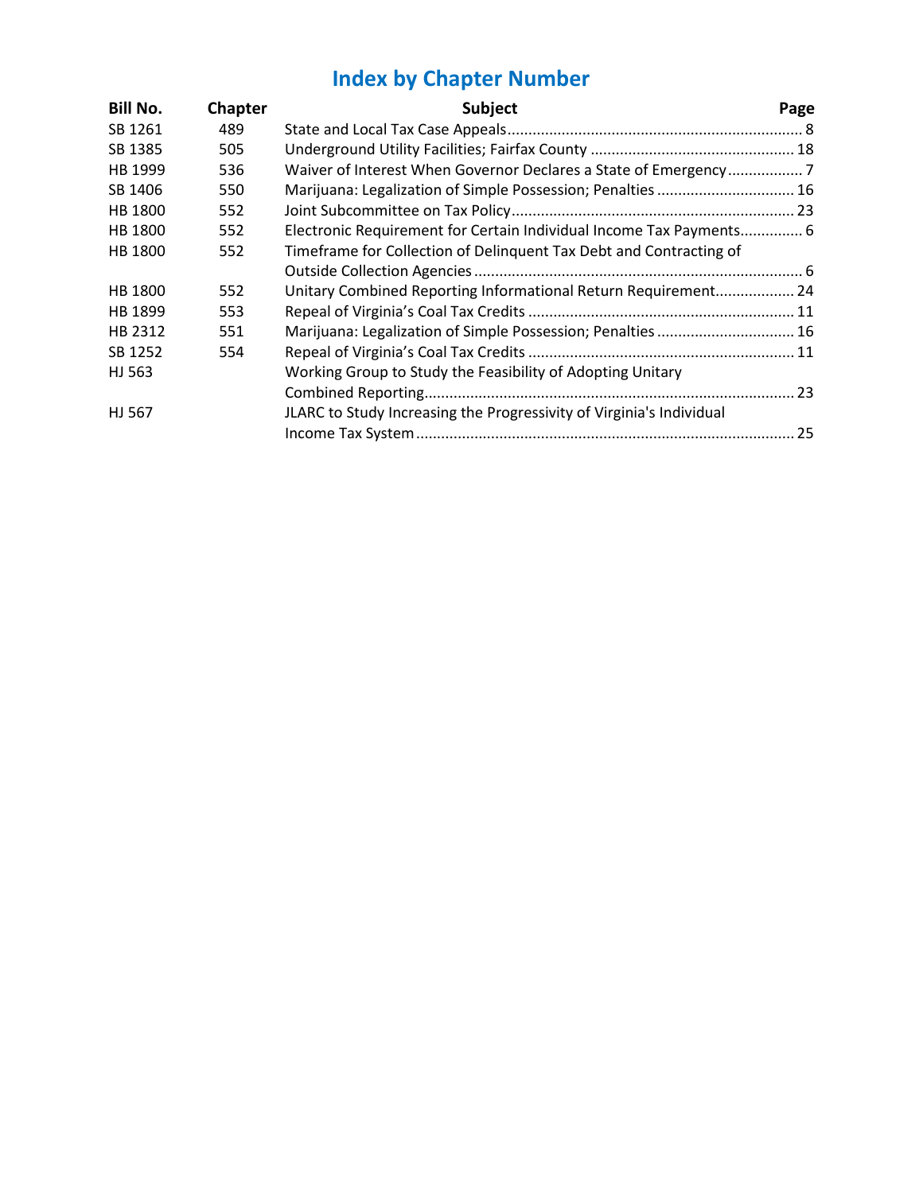# Index by Chapter Number

| Bill No. | Chapter | Subject | Page |
|---|---|---|---|
| SB 1261 | 489 | State and Local Tax Case Appeals | 8 |
| SB 1385 | 505 | Underground Utility Facilities; Fairfax County | 18 |
| HB 1999 | 536 | Waiver of Interest When Governor Declares a State of Emergency | 7 |
| SB 1406 | 550 | Marijuana: Legalization of Simple Possession; Penalties | 16 |
| HB 1800 | 552 | Joint Subcommittee on Tax Policy | 23 |
| HB 1800 | 552 | Electronic Requirement for Certain Individual Income Tax Payments | 6 |
| HB 1800 | 552 | Timeframe for Collection of Delinquent Tax Debt and Contracting of Outside Collection Agencies | 6 |
| HB 1800 | 552 | Unitary Combined Reporting Informational Return Requirement | 24 |
| HB 1899 | 553 | Repeal of Virginia's Coal Tax Credits | 11 |
| HB 2312 | 551 | Marijuana: Legalization of Simple Possession; Penalties | 16 |
| SB 1252 | 554 | Repeal of Virginia's Coal Tax Credits | 11 |
| HJ 563 | | Working Group to Study the Feasibility of Adopting Unitary Combined Reporting | 23 |
| HJ 567 | | JLARC to Study Increasing the Progressivity of Virginia's Individual Income Tax System | 25 |